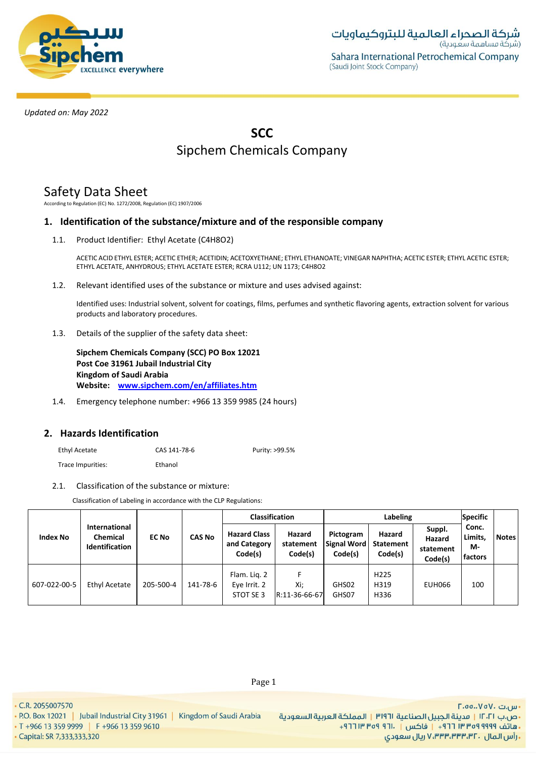*Updated on: May 2022*

# SCC
## Sipchem Chemicals Company

# Safety Data Sheet

According to Regulation (EC) No. 1272/2008, Regulation (EC) 1907/2006

## 1. Identification of the substance/mixture and of the responsible company

1.1. Product Identifier: Ethyl Acetate ($C_4H_8O_2$)

ACETIC ACID ETHYL ESTER; ACETIC ETHER; ACETIDIN; ACETOXYETHANE; ETHYL ETHANOATE; VINEGAR NAPHTHA; ACETIC ESTER; ETHYL ACETIC ESTER; ETHYL ACETATE, ANHYDROUS; ETHYL ACETATE ESTER; RCRA U112; UN 1173; C4H8O2

1.2. Relevant identified uses of the substance or mixture and uses advised against:

Identified uses: Industrial solvent, solvent for coatings, films, perfumes and synthetic flavoring agents, extraction solvent for various products and laboratory procedures.

1.3. Details of the supplier of the safety data sheet:

**Sipchem Chemicals Company (SCC) PO Box 12021**
**Post Coe 31961 Jubail Industrial City**
**Kingdom of Saudi Arabia**
**Website: [www.sipchem.com/en/affiliates.htm](www.sipchem.com/en/affiliates.htm)**

1.4. Emergency telephone number: +966 13 359 9985 (24 hours)

## 2. Hazards Identification

| Ethyl Acetate | CAS 141-78-6 | Purity: >99.5% |
|---|---|---|
| Trace Impurities: | Ethanol | |

2.1. Classification of the substance or mixture:

Classification of Labeling in accordance with the CLP Regulations:

| Index No | International Chemical Identification | EC No | CAS No | Classification | | Labeling | | | Specific Conc. Limits, M-factors | Notes |
|---|---|---|---|---|---|---|---|---|---|---|
| | | | | Hazard Class and Category Code(s) | Hazard statement Code(s) | Pictogram Signal Word Code(s) | Hazard Statement Code(s) | Suppl. Hazard statement Code(s) | | |
| 607-022-00-5 | Ethyl Acetate | 205-500-4 | 141-78-6 | Flam. Liq. 2<br>Eye Irrit. 2<br>STOT SE 3 | F<br>Xi;<br>R:11-36-66-67 | GHS02<br>GHS07 | H225<br>H319<br>H336 | EUH066 | 100 | |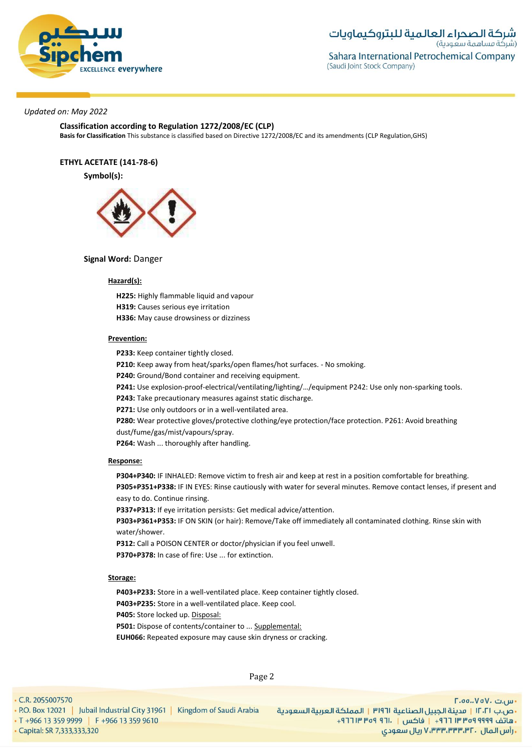*Updated on: May 2022*

**Classification according to Regulation 1272/2008/EC (CLP)**

**Basis for Classification** This substance is classified based on Directive 1272/2008/EC and its amendments (CLP Regulation,GHS)

**ETHYL ACETATE (141-78-6)**

**Symbol(s):**

**Signal Word:** Danger

**Hazard(s):**

**H225:** Highly flammable liquid and vapour
**H319:** Causes serious eye irritation
**H336:** May cause drowsiness or dizziness

**Prevention:**

**P233:** Keep container tightly closed.
**P210:** Keep away from heat/sparks/open flames/hot surfaces. - No smoking.
**P240:** Ground/Bond container and receiving equipment.
**P241:** Use explosion-proof-electrical/ventilating/lighting/…/equipment P242: Use only non-sparking tools.
**P243:** Take precautionary measures against static discharge.
**P271:** Use only outdoors or in a well-ventilated area.
**P280:** Wear protective gloves/protective clothing/eye protection/face protection. P261: Avoid breathing dust/fume/gas/mist/vapours/spray.
**P264:** Wash ... thoroughly after handling.

**Response:**

**P304+P340:** IF INHALED: Remove victim to fresh air and keep at rest in a position comfortable for breathing.
**P305+P351+P338:** IF IN EYES: Rinse cautiously with water for several minutes. Remove contact lenses, if present and easy to do. Continue rinsing.
**P337+P313:** If eye irritation persists: Get medical advice/attention.
**P303+P361+P353:** IF ON SKIN (or hair): Remove/Take off immediately all contaminated clothing. Rinse skin with water/shower.
**P312:** Call a POISON CENTER or doctor/physician if you feel unwell.
**P370+P378:** In case of fire: Use ... for extinction.

**Storage:**

**P403+P233:** Store in a well-ventilated place. Keep container tightly closed.
**P403+P235:** Store in a well-ventilated place. Keep cool.
**P405:** Store locked up. Disposal:
**P501:** Dispose of contents/container to ... Supplemental:
**EUH066:** Repeated exposure may cause skin dryness or cracking.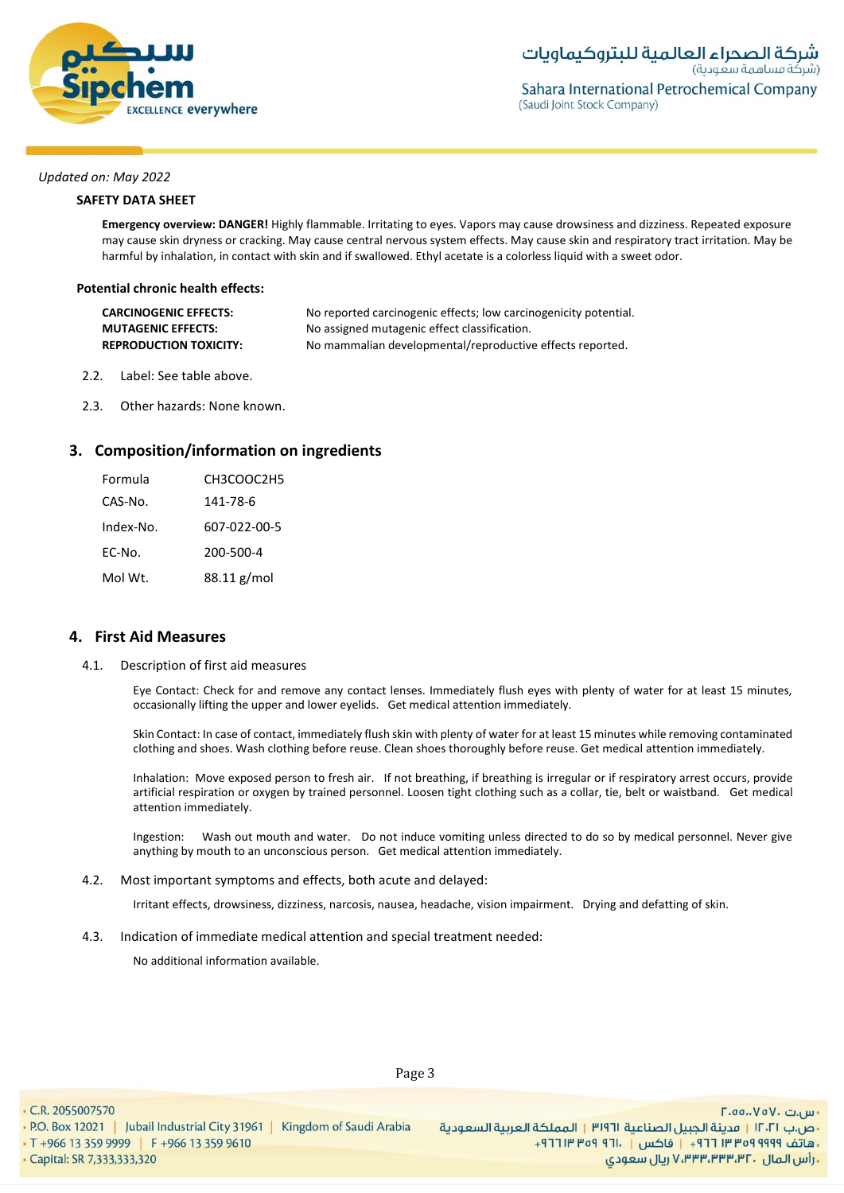*Updated on: May 2022*

**SAFETY DATA SHEET**

**Emergency overview: DANGER!** Highly flammable. Irritating to eyes. Vapors may cause drowsiness and dizziness. Repeated exposure may cause skin dryness or cracking. May cause central nervous system effects. May cause skin and respiratory tract irritation. May be harmful by inhalation, in contact with skin and if swallowed. Ethyl acetate is a colorless liquid with a sweet odor.

**Potential chronic health effects:**

| | |
|---|---|
| **CARCINOGENIC EFFECTS:** | No reported carcinogenic effects; low carcinogenicity potential. |
| **MUTAGENIC EFFECTS:** | No assigned mutagenic effect classification. |
| **REPRODUCTION TOXICITY:** | No mammalian developmental/reproductive effects reported. |

2.2. Label: See table above.

2.3. Other hazards: None known.

## 3. Composition/information on ingredients

| | |
|---|---|
| Formula | $CH_3COOC_2H_5$ |
| CAS-No. | 141-78-6 |
| Index-No. | 607-022-00-5 |
| EC-No. | 200-500-4 |
| Mol Wt. | 88.11 g/mol |

## 4. First Aid Measures

4.1. Description of first aid measures

Eye Contact: Check for and remove any contact lenses. Immediately flush eyes with plenty of water for at least 15 minutes, occasionally lifting the upper and lower eyelids. Get medical attention immediately.

Skin Contact: In case of contact, immediately flush skin with plenty of water for at least 15 minutes while removing contaminated clothing and shoes. Wash clothing before reuse. Clean shoes thoroughly before reuse. Get medical attention immediately.

Inhalation: Move exposed person to fresh air. If not breathing, if breathing is irregular or if respiratory arrest occurs, provide artificial respiration or oxygen by trained personnel. Loosen tight clothing such as a collar, tie, belt or waistband. Get medical attention immediately.

Ingestion: Wash out mouth and water. Do not induce vomiting unless directed to do so by medical personnel. Never give anything by mouth to an unconscious person. Get medical attention immediately.

4.2. Most important symptoms and effects, both acute and delayed:

Irritant effects, drowsiness, dizziness, narcosis, nausea, headache, vision impairment. Drying and defatting of skin.

4.3. Indication of immediate medical attention and special treatment needed:

No additional information available.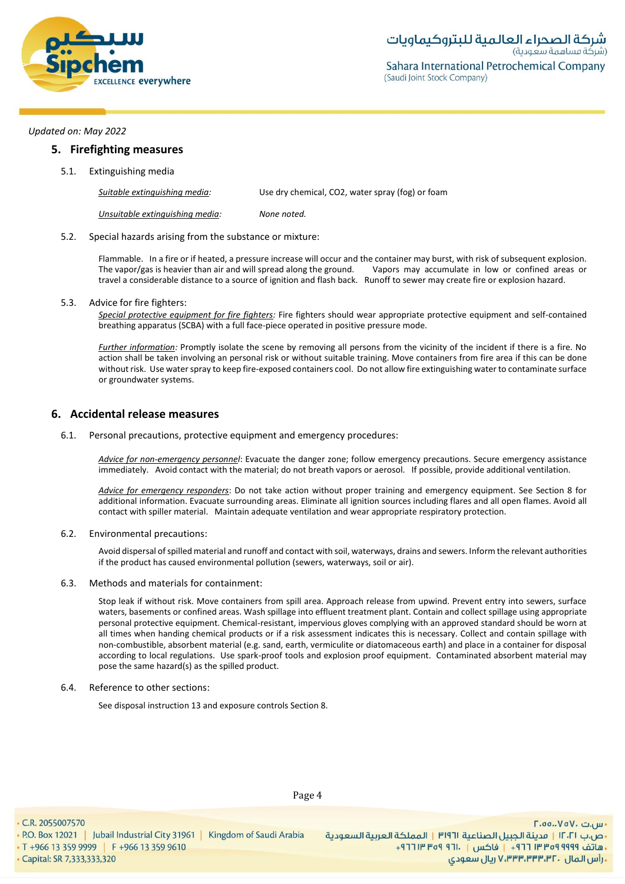*Updated on: May 2022*

## 5. Firefighting measures

5.1. Extinguishing media

| | |
|---|---|
| *Suitable extinguishing media:* | Use dry chemical, $CO_2$, water spray (fog) or foam |
| *Unsuitable extinguishing media:* | *None noted.* |

5.2. Special hazards arising from the substance or mixture:

Flammable. In a fire or if heated, a pressure increase will occur and the container may burst, with risk of subsequent explosion. The vapor/gas is heavier than air and will spread along the ground. Vapors may accumulate in low or confined areas or travel a considerable distance to a source of ignition and flash back. Runoff to sewer may create fire or explosion hazard.

5.3. Advice for fire fighters:

*Special protective equipment for fire fighters:* Fire fighters should wear appropriate protective equipment and self-contained breathing apparatus (SCBA) with a full face-piece operated in positive pressure mode.

*Further information:* Promptly isolate the scene by removing all persons from the vicinity of the incident if there is a fire. No action shall be taken involving an personal risk or without suitable training. Move containers from fire area if this can be done without risk. Use water spray to keep fire-exposed containers cool. Do not allow fire extinguishing water to contaminate surface or groundwater systems.

## 6. Accidental release measures

6.1. Personal precautions, protective equipment and emergency procedures:

*Advice for non-emergency personnel*: Evacuate the danger zone; follow emergency precautions. Secure emergency assistance immediately. Avoid contact with the material; do not breath vapors or aerosol. If possible, provide additional ventilation.

*Advice for emergency responders*: Do not take action without proper training and emergency equipment. See Section 8 for additional information. Evacuate surrounding areas. Eliminate all ignition sources including flares and all open flames. Avoid all contact with spiller material. Maintain adequate ventilation and wear appropriate respiratory protection.

6.2. Environmental precautions:

Avoid dispersal of spilled material and runoff and contact with soil, waterways, drains and sewers. Inform the relevant authorities if the product has caused environmental pollution (sewers, waterways, soil or air).

6.3. Methods and materials for containment:

Stop leak if without risk. Move containers from spill area. Approach release from upwind. Prevent entry into sewers, surface waters, basements or confined areas. Wash spillage into effluent treatment plant. Contain and collect spillage using appropriate personal protective equipment. Chemical-resistant, impervious gloves complying with an approved standard should be worn at all times when handing chemical products or if a risk assessment indicates this is necessary. Collect and contain spillage with non-combustible, absorbent material (e.g. sand, earth, vermiculite or diatomaceous earth) and place in a container for disposal according to local regulations. Use spark-proof tools and explosion proof equipment. Contaminated absorbent material may pose the same hazard(s) as the spilled product.

6.4. Reference to other sections:

See disposal instruction 13 and exposure controls Section 8.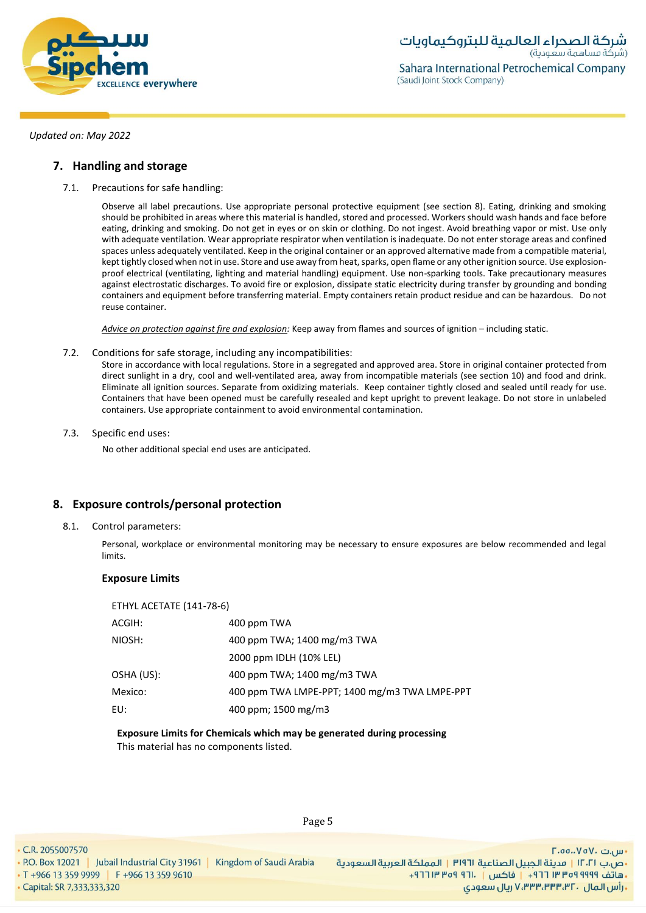Updated on: May 2022

## 7. Handling and storage

7.1. Precautions for safe handling:

Observe all label precautions. Use appropriate personal protective equipment (see section 8). Eating, drinking and smoking should be prohibited in areas where this material is handled, stored and processed. Workers should wash hands and face before eating, drinking and smoking. Do not get in eyes or on skin or clothing. Do not ingest. Avoid breathing vapor or mist. Use only with adequate ventilation. Wear appropriate respirator when ventilation is inadequate. Do not enter storage areas and confined spaces unless adequately ventilated. Keep in the original container or an approved alternative made from a compatible material, kept tightly closed when not in use. Store and use away from heat, sparks, open flame or any other ignition source. Use explosion-proof electrical (ventilating, lighting and material handling) equipment. Use non-sparking tools. Take precautionary measures against electrostatic discharges. To avoid fire or explosion, dissipate static electricity during transfer by grounding and bonding containers and equipment before transferring material. Empty containers retain product residue and can be hazardous. Do not reuse container.

*Advice on protection against fire and explosion:* Keep away from flames and sources of ignition – including static.

7.2. Conditions for safe storage, including any incompatibilities:

Store in accordance with local regulations. Store in a segregated and approved area. Store in original container protected from direct sunlight in a dry, cool and well-ventilated area, away from incompatible materials (see section 10) and food and drink. Eliminate all ignition sources. Separate from oxidizing materials. Keep container tightly closed and sealed until ready for use. Containers that have been opened must be carefully resealed and kept upright to prevent leakage. Do not store in unlabeled containers. Use appropriate containment to avoid environmental contamination.

7.3. Specific end uses:

No other additional special end uses are anticipated.

## 8. Exposure controls/personal protection

8.1. Control parameters:

Personal, workplace or environmental monitoring may be necessary to ensure exposures are below recommended and legal limits.

**Exposure Limits**

ETHYL ACETATE (141-78-6)

| | |
|---|---|
| ACGIH: | 400 ppm TWA |
| NIOSH: | 400 ppm TWA; 1400 mg/m3 TWA |
| | 2000 ppm IDLH (10% LEL) |
| OSHA (US): | 400 ppm TWA; 1400 mg/m3 TWA |
| Mexico: | 400 ppm TWA LMPE-PPT; 1400 mg/m3 TWA LMPE-PPT |
| EU: | 400 ppm; 1500 mg/m3 |

**Exposure Limits for Chemicals which may be generated during processing**

This material has no components listed.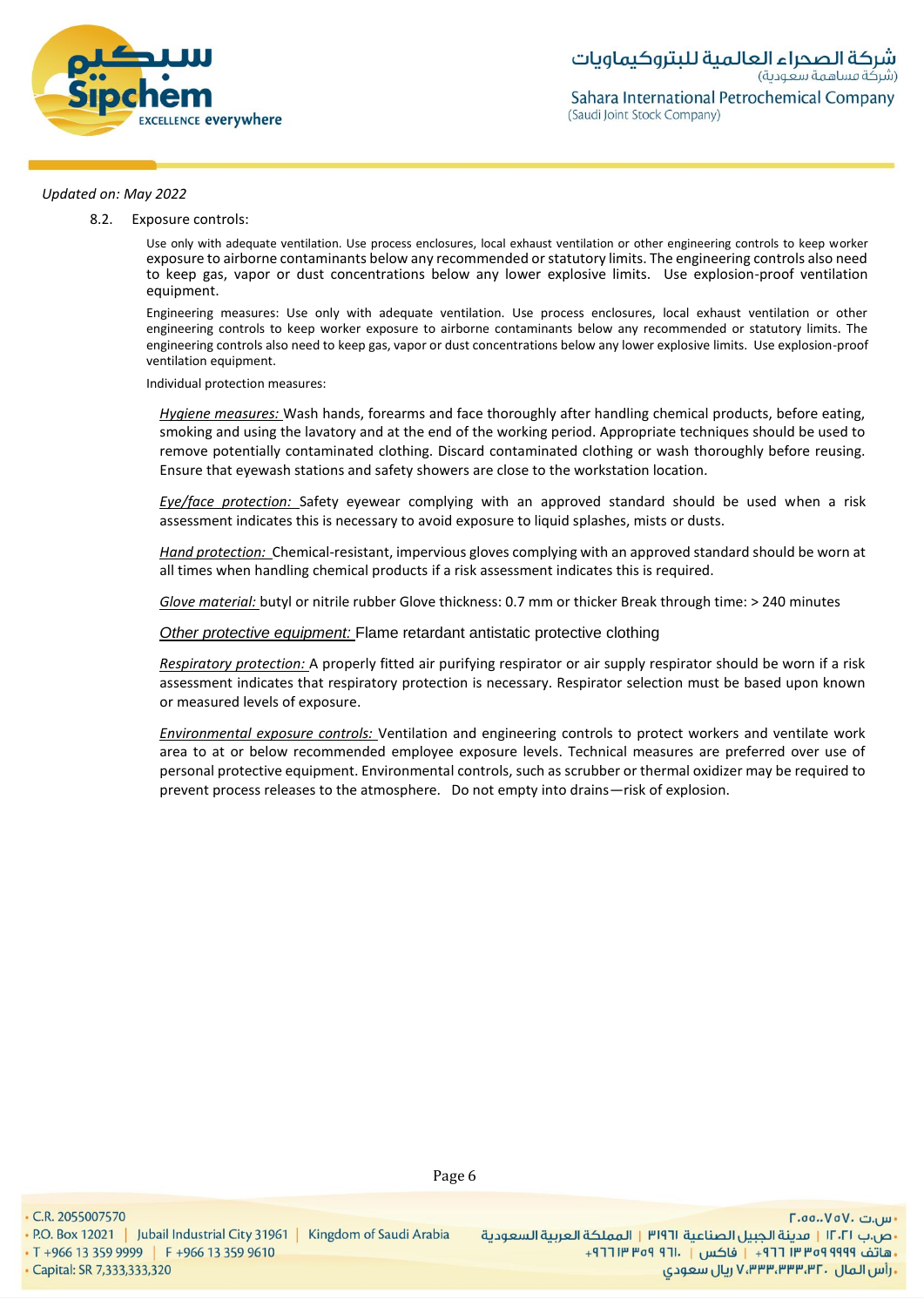*Updated on: May 2022*

8.2. Exposure controls:

Use only with adequate ventilation. Use process enclosures, local exhaust ventilation or other engineering controls to keep worker exposure to airborne contaminants below any recommended or statutory limits. The engineering controls also need to keep gas, vapor or dust concentrations below any lower explosive limits. Use explosion-proof ventilation equipment.

Engineering measures: Use only with adequate ventilation. Use process enclosures, local exhaust ventilation or other engineering controls to keep worker exposure to airborne contaminants below any recommended or statutory limits. The engineering controls also need to keep gas, vapor or dust concentrations below any lower explosive limits. Use explosion-proof ventilation equipment.

Individual protection measures:

*Hygiene measures:* Wash hands, forearms and face thoroughly after handling chemical products, before eating, smoking and using the lavatory and at the end of the working period. Appropriate techniques should be used to remove potentially contaminated clothing. Discard contaminated clothing or wash thoroughly before reusing. Ensure that eyewash stations and safety showers are close to the workstation location.

*Eye/face protection:* Safety eyewear complying with an approved standard should be used when a risk assessment indicates this is necessary to avoid exposure to liquid splashes, mists or dusts.

*Hand protection:* Chemical-resistant, impervious gloves complying with an approved standard should be worn at all times when handling chemical products if a risk assessment indicates this is required.

*Glove material:* butyl or nitrile rubber Glove thickness: 0.7 mm or thicker Break through time: > 240 minutes

*Other protective equipment:* Flame retardant antistatic protective clothing

*Respiratory protection:* A properly fitted air purifying respirator or air supply respirator should be worn if a risk assessment indicates that respiratory protection is necessary. Respirator selection must be based upon known or measured levels of exposure.

*Environmental exposure controls:* Ventilation and engineering controls to protect workers and ventilate work area to at or below recommended employee exposure levels. Technical measures are preferred over use of personal protective equipment. Environmental controls, such as scrubber or thermal oxidizer may be required to prevent process releases to the atmosphere. Do not empty into drains—risk of explosion.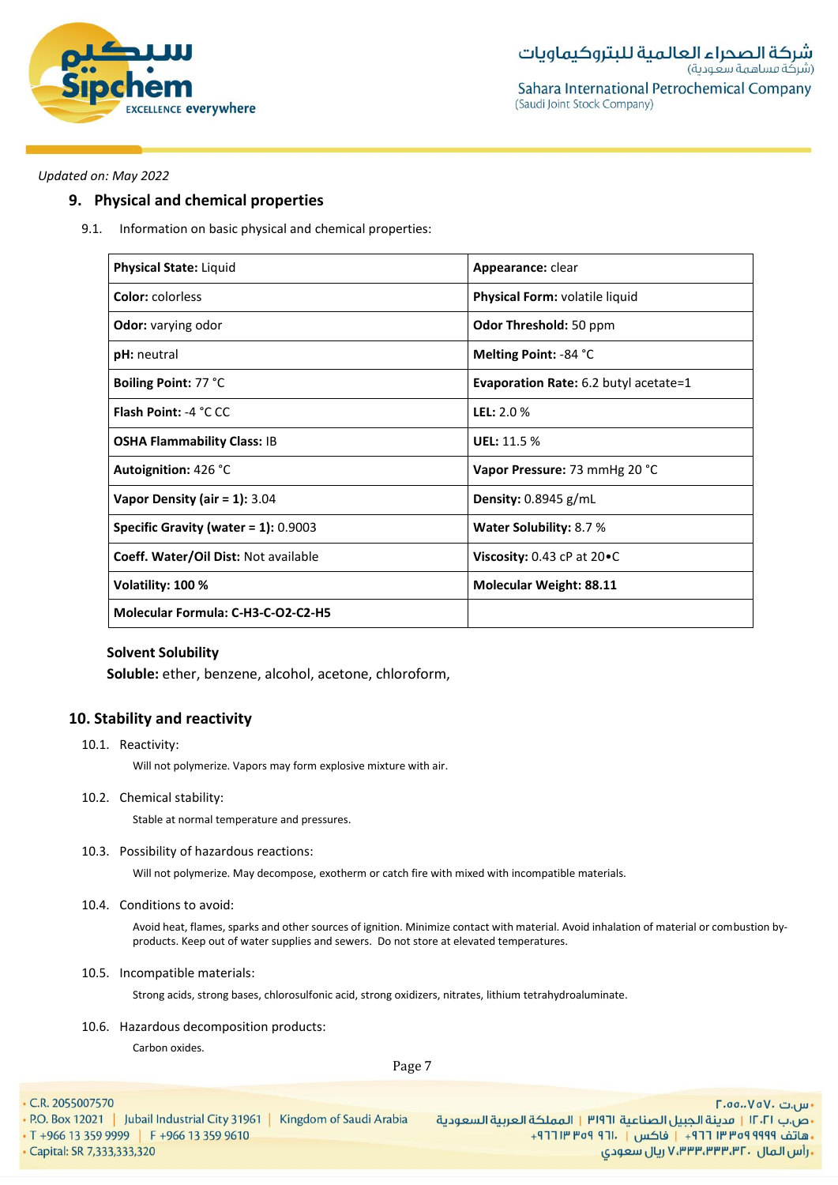*Updated on: May 2022*

## 9. Physical and chemical properties

9.1. Information on basic physical and chemical properties:

| **Physical State:** Liquid | **Appearance:** clear |
|---|---|
| **Color:** colorless | **Physical Form:** volatile liquid |
| **Odor:** varying odor | **Odor Threshold:** 50 ppm |
| **pH:** neutral | **Melting Point:** -84 °C |
| **Boiling Point:** 77 °C | **Evaporation Rate:** 6.2 butyl acetate=1 |
| **Flash Point:** -4 °C CC | **LEL:** 2.0 % |
| **OSHA Flammability Class:** IB | **UEL:** 11.5 % |
| **Autoignition:** 426 °C | **Vapor Pressure:** 73 mmHg 20 °C |
| **Vapor Density (air = 1):** 3.04 | **Density:** 0.8945 g/mL |
| **Specific Gravity (water = 1):** 0.9003 | **Water Solubility:** 8.7 % |
| **Coeff. Water/Oil Dist:** Not available | **Viscosity:** 0.43 cP at 20•C |
| **Volatility: 100 %** | **Molecular Weight: 88.11** |
| **Molecular Formula: C-H3-C-O2-C2-H5** | |

**Solvent Solubility**

**Soluble:** ether, benzene, alcohol, acetone, chloroform,

## 10. Stability and reactivity

10.1. Reactivity:

Will not polymerize. Vapors may form explosive mixture with air.

10.2. Chemical stability:

Stable at normal temperature and pressures.

10.3. Possibility of hazardous reactions:

Will not polymerize. May decompose, exotherm or catch fire with mixed with incompatible materials.

10.4. Conditions to avoid:

Avoid heat, flames, sparks and other sources of ignition. Minimize contact with material. Avoid inhalation of material or combustion by-products. Keep out of water supplies and sewers. Do not store at elevated temperatures.

10.5. Incompatible materials:

Strong acids, strong bases, chlorosulfonic acid, strong oxidizers, nitrates, lithium tetrahydroaluminate.

10.6. Hazardous decomposition products:

Carbon oxides.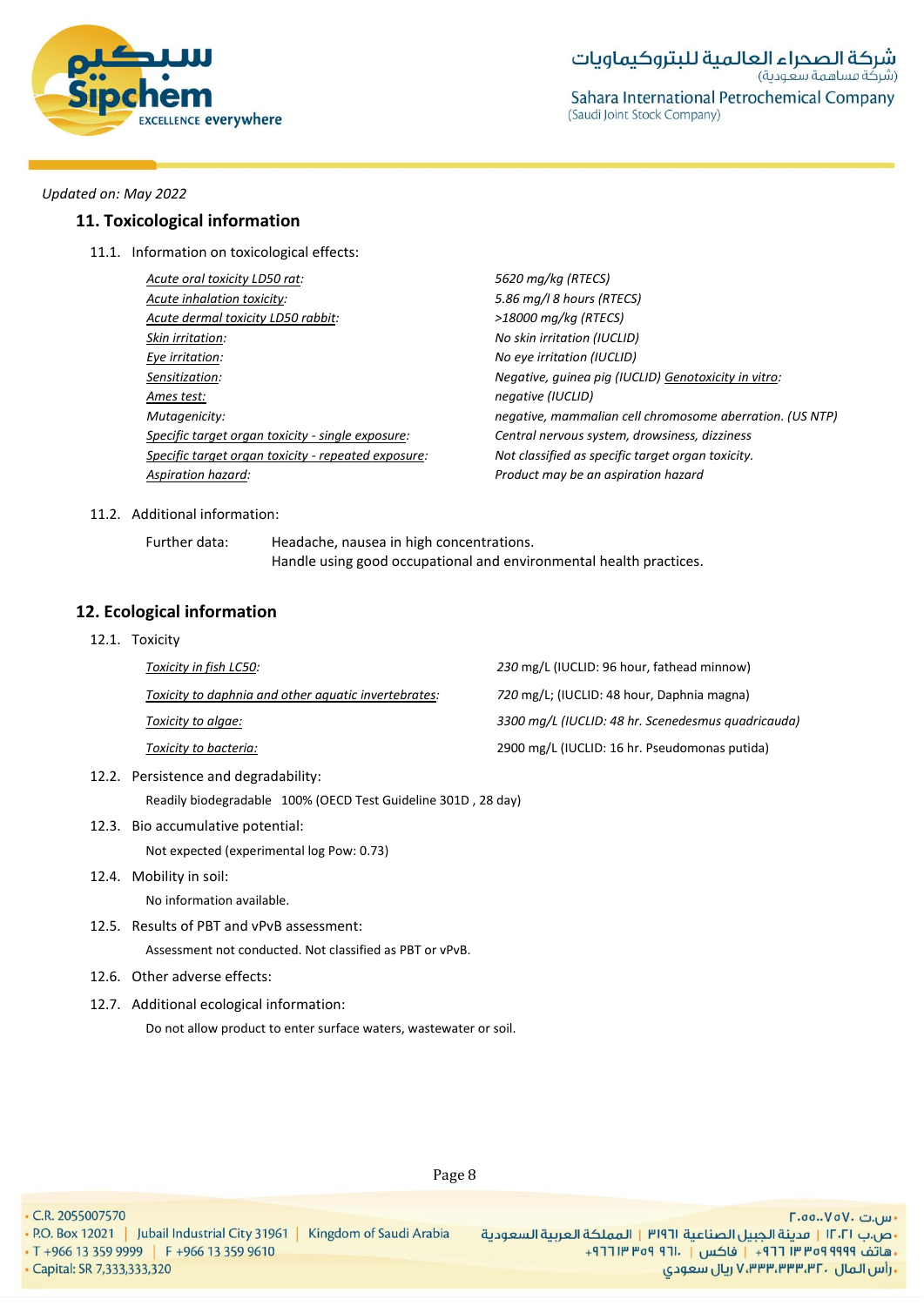Updated on: May 2022

## 11. Toxicological information

11.1. Information on toxicological effects:

| | |
|---|---|
| *Acute oral toxicity LD50 rat:* | *5620 mg/kg (RTECS)* |
| *Acute inhalation toxicity:* | *5.86 mg/l 8 hours (RTECS)* |
| *Acute dermal toxicity LD50 rabbit:* | *>18000 mg/kg (RTECS)* |
| *Skin irritation:* | *No skin irritation (IUCLID)* |
| *Eye irritation:* | *No eye irritation (IUCLID)* |
| *Sensitization:* | *Negative, guinea pig (IUCLID) Genotoxicity in vitro:* |
| *Ames test:* | *negative (IUCLID)* |
| *Mutagenicity:* | *negative, mammalian cell chromosome aberration. (US NTP)* |
| *Specific target organ toxicity - single exposure:* | *Central nervous system, drowsiness, dizziness* |
| *Specific target organ toxicity - repeated exposure:* | *Not classified as specific target organ toxicity.* |
| *Aspiration hazard:* | *Product may be an aspiration hazard* |

11.2. Additional information:

Further data: Headache, nausea in high concentrations.
Handle using good occupational and environmental health practices.

## 12. Ecological information

12.1. Toxicity

| | |
|---|---|
| *Toxicity in fish LC50:* | *230* mg/L (IUCLID: 96 hour, fathead minnow) |
| *Toxicity to daphnia and other aquatic invertebrates:* | *720* mg/L; (IUCLID: 48 hour, Daphnia magna) |
| *Toxicity to algae:* | *3300 mg/L (IUCLID: 48 hr. Scenedesmus quadricauda)* |
| *Toxicity to bacteria:* | 2900 mg/L (IUCLID: 16 hr. Pseudomonas putida) |

12.2. Persistence and degradability:

Readily biodegradable 100% (OECD Test Guideline 301D , 28 day)

12.3. Bio accumulative potential:

Not expected (experimental log Pow: 0.73)

12.4. Mobility in soil:

No information available.

12.5. Results of PBT and vPvB assessment:

Assessment not conducted. Not classified as PBT or vPvB.

12.6. Other adverse effects:

12.7. Additional ecological information:

Do not allow product to enter surface waters, wastewater or soil.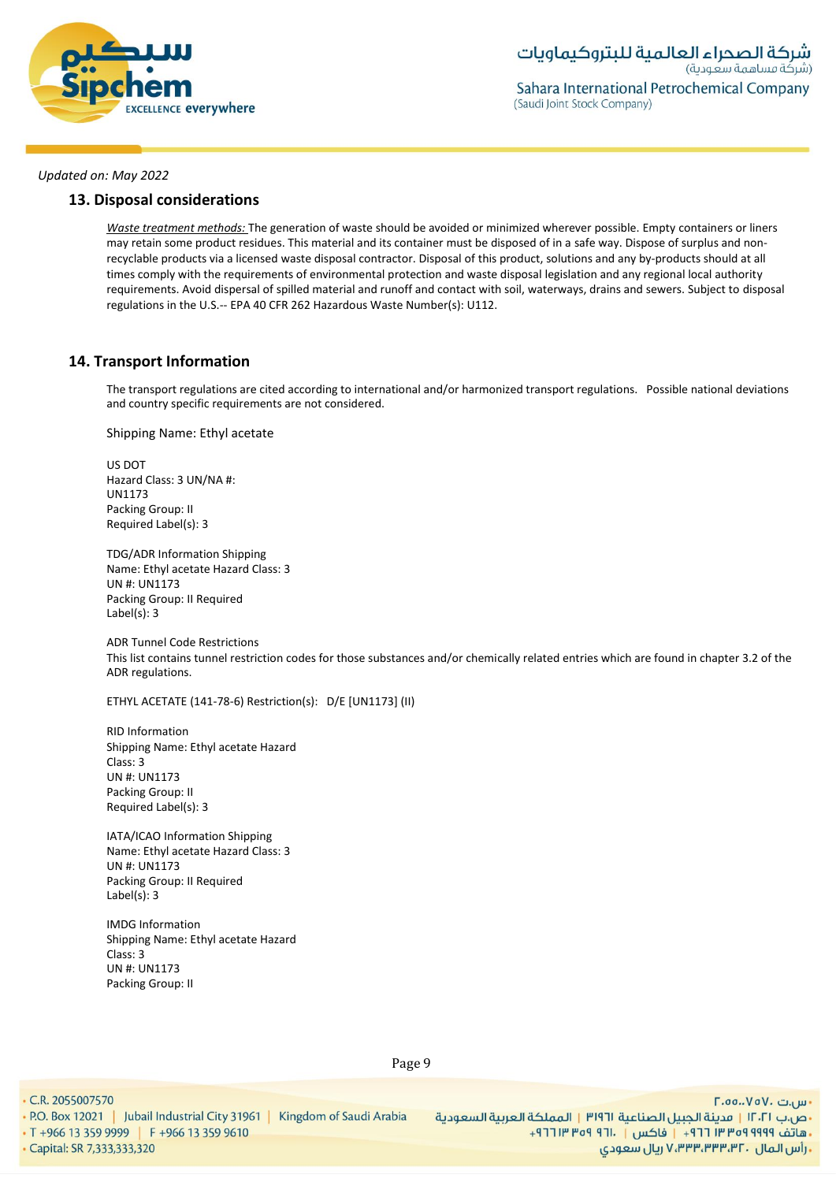*Updated on: May 2022*

## 13. Disposal considerations

*Waste treatment methods:* The generation of waste should be avoided or minimized wherever possible. Empty containers or liners may retain some product residues. This material and its container must be disposed of in a safe way. Dispose of surplus and non-recyclable products via a licensed waste disposal contractor. Disposal of this product, solutions and any by-products should at all times comply with the requirements of environmental protection and waste disposal legislation and any regional local authority requirements. Avoid dispersal of spilled material and runoff and contact with soil, waterways, drains and sewers. Subject to disposal regulations in the U.S.-- EPA 40 CFR 262 Hazardous Waste Number(s): U112.

## 14. Transport Information

The transport regulations are cited according to international and/or harmonized transport regulations. Possible national deviations and country specific requirements are not considered.

Shipping Name: Ethyl acetate

US DOT
Hazard Class: 3 UN/NA #:
UN1173
Packing Group: II
Required Label(s): 3

TDG/ADR Information Shipping
Name: Ethyl acetate Hazard Class: 3
UN #: UN1173
Packing Group: II Required
Label(s): 3

ADR Tunnel Code Restrictions
This list contains tunnel restriction codes for those substances and/or chemically related entries which are found in chapter 3.2 of the ADR regulations.

ETHYL ACETATE (141-78-6) Restriction(s): D/E [UN1173] (II)

RID Information
Shipping Name: Ethyl acetate Hazard
Class: 3
UN #: UN1173
Packing Group: II
Required Label(s): 3

IATA/ICAO Information Shipping
Name: Ethyl acetate Hazard Class: 3
UN #: UN1173
Packing Group: II Required
Label(s): 3

IMDG Information
Shipping Name: Ethyl acetate Hazard
Class: 3
UN #: UN1173
Packing Group: II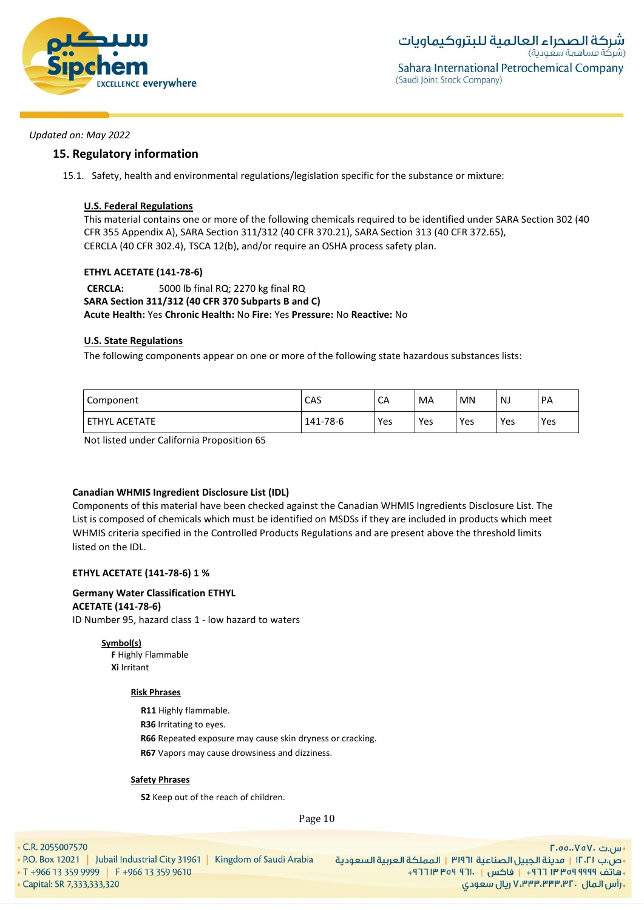Updated on: May 2022

## 15. Regulatory information

15.1. Safety, health and environmental regulations/legislation specific for the substance or mixture:

**U.S. Federal Regulations**

This material contains one or more of the following chemicals required to be identified under SARA Section 302 (40 CFR 355 Appendix A), SARA Section 311/312 (40 CFR 370.21), SARA Section 313 (40 CFR 372.65), CERCLA (40 CFR 302.4), TSCA 12(b), and/or require an OSHA process safety plan.

**ETHYL ACETATE (141-78-6)**

**CERCLA:** 5000 lb final RQ; 2270 kg final RQ

**SARA Section 311/312 (40 CFR 370 Subparts B and C)**

**Acute Health:** Yes **Chronic Health:** No **Fire:** Yes **Pressure:** No **Reactive:** No

**U.S. State Regulations**

The following components appear on one or more of the following state hazardous substances lists:

| Component | CAS | CA | MA | MN | NJ | PA |
|---|---|---|---|---|---|---|
| ETHYL ACETATE | 141-78-6 | Yes | Yes | Yes | Yes | Yes |

Not listed under California Proposition 65

**Canadian WHMIS Ingredient Disclosure List (IDL)**

Components of this material have been checked against the Canadian WHMIS Ingredients Disclosure List. The List is composed of chemicals which must be identified on MSDSs if they are included in products which meet WHMIS criteria specified in the Controlled Products Regulations and are present above the threshold limits listed on the IDL.

**ETHYL ACETATE (141-78-6) 1 %**

**Germany Water Classification ETHYL ACETATE (141-78-6)**

ID Number 95, hazard class 1 - low hazard to waters

**Symbol(s)**

**F** Highly Flammable

**Xi** Irritant

**Risk Phrases**

**R11** Highly flammable.

**R36** Irritating to eyes.

**R66** Repeated exposure may cause skin dryness or cracking.

**R67** Vapors may cause drowsiness and dizziness.

**Safety Phrases**

**S2** Keep out of the reach of children.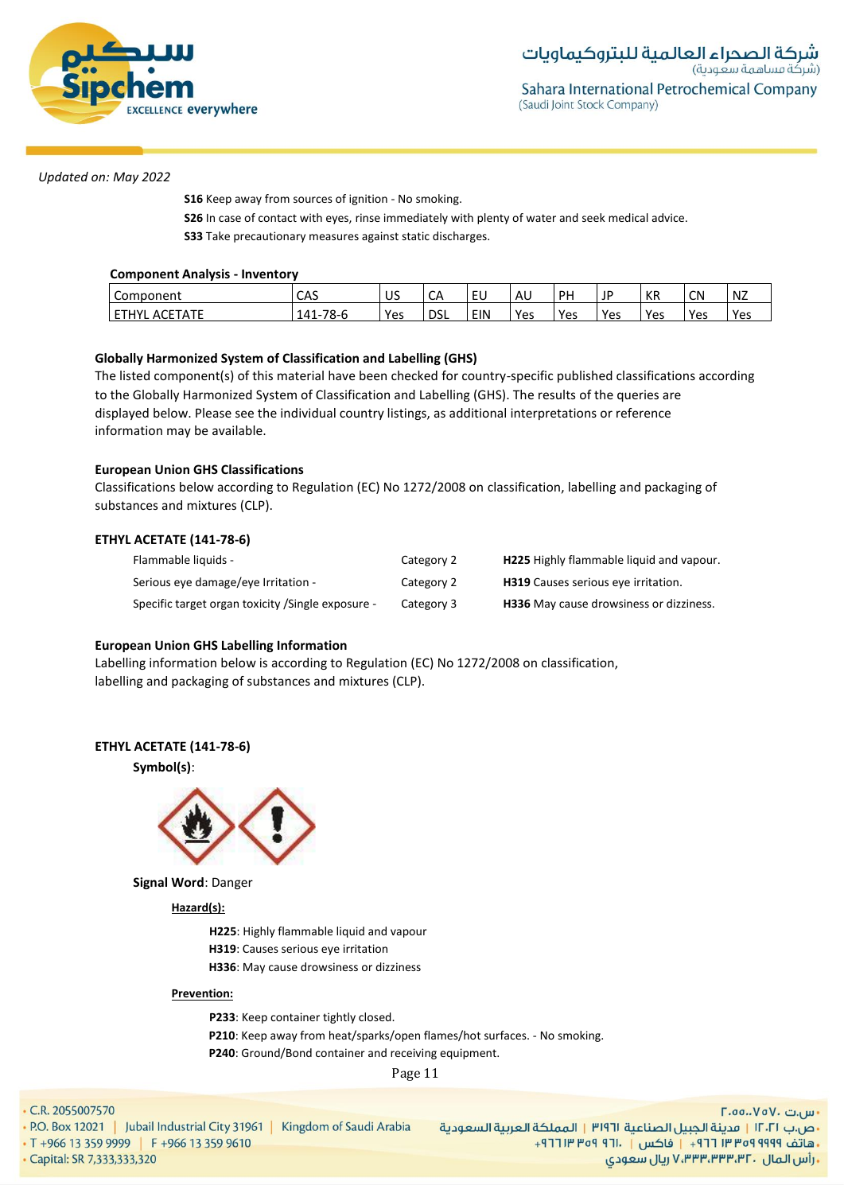*Updated on: May 2022*

**S16** Keep away from sources of ignition - No smoking.
**S26** In case of contact with eyes, rinse immediately with plenty of water and seek medical advice.
**S33** Take precautionary measures against static discharges.

**Component Analysis - Inventory**

| Component | CAS | US | CA | EU | AU | PH | JP | KR | CN | NZ |
|---|---|---|---|---|---|---|---|---|---|---|
| ETHYL ACETATE | 141-78-6 | Yes | DSL | EIN | Yes | Yes | Yes | Yes | Yes | Yes |

**Globally Harmonized System of Classification and Labelling (GHS)**

The listed component(s) of this material have been checked for country-specific published classifications according to the Globally Harmonized System of Classification and Labelling (GHS). The results of the queries are displayed below. Please see the individual country listings, as additional interpretations or reference information may be available.

**European Union GHS Classifications**

Classifications below according to Regulation (EC) No 1272/2008 on classification, labelling and packaging of substances and mixtures (CLP).

**ETHYL ACETATE (141-78-6)**

| | | |
|---|---|---|
| Flammable liquids - | Category 2 | **H225** Highly flammable liquid and vapour. |
| Serious eye damage/eye Irritation - | Category 2 | **H319** Causes serious eye irritation. |
| Specific target organ toxicity /Single exposure - | Category 3 | **H336** May cause drowsiness or dizziness. |

**European Union GHS Labelling Information**

Labelling information below is according to Regulation (EC) No 1272/2008 on classification, labelling and packaging of substances and mixtures (CLP).

**ETHYL ACETATE (141-78-6)**

**Symbol(s)**:

**Signal Word**: Danger

**Hazard(s):**

**H225**: Highly flammable liquid and vapour
**H319**: Causes serious eye irritation
**H336**: May cause drowsiness or dizziness

**Prevention:**

**P233**: Keep container tightly closed.
**P210**: Keep away from heat/sparks/open flames/hot surfaces. - No smoking.
**P240**: Ground/Bond container and receiving equipment.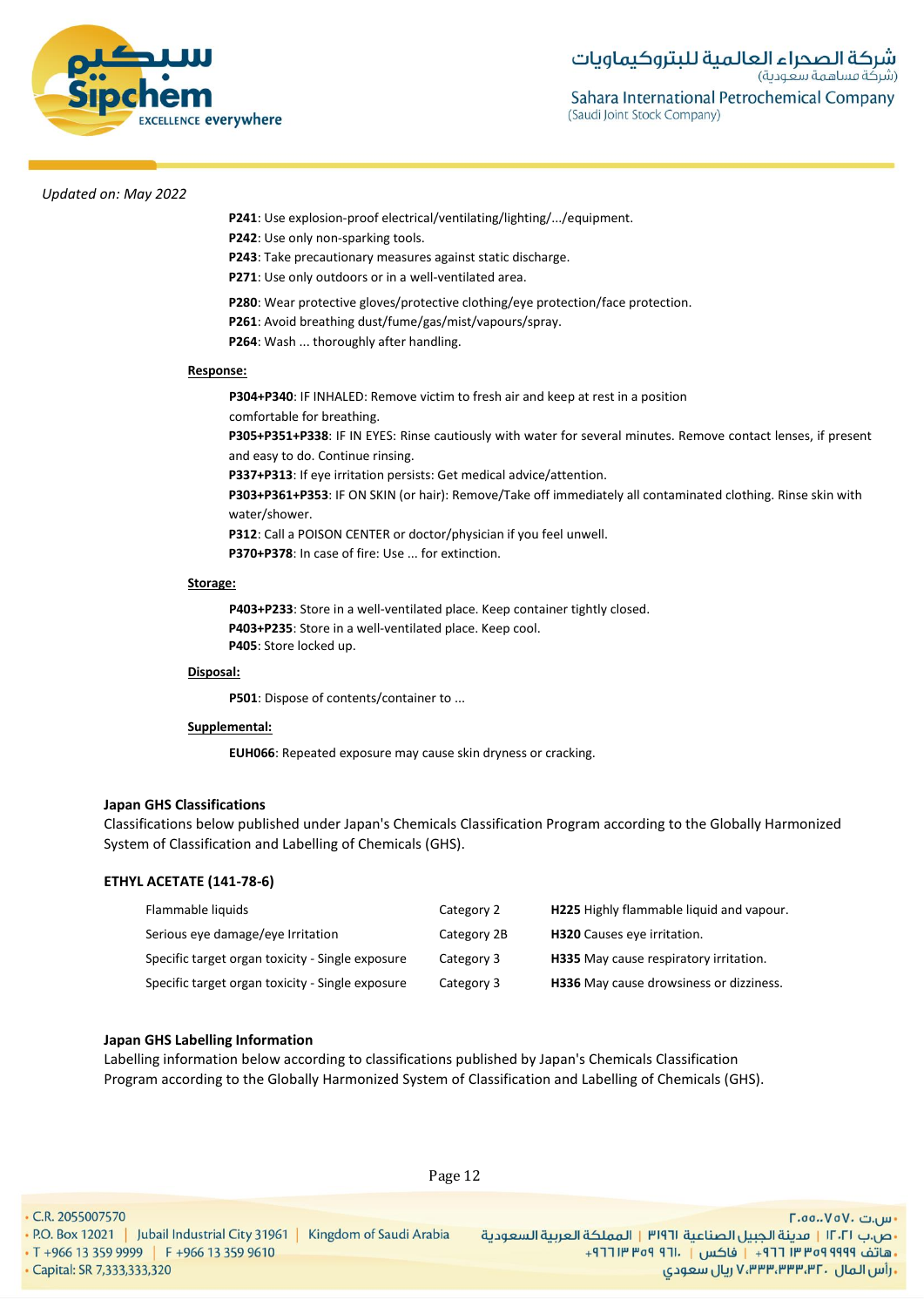*Updated on: May 2022*

**P241**: Use explosion-proof electrical/ventilating/lighting/.../equipment.
**P242**: Use only non-sparking tools.
**P243**: Take precautionary measures against static discharge.
**P271**: Use only outdoors or in a well-ventilated area.

**P280**: Wear protective gloves/protective clothing/eye protection/face protection.
**P261**: Avoid breathing dust/fume/gas/mist/vapours/spray.
**P264**: Wash ... thoroughly after handling.

**Response:**

**P304+P340**: IF INHALED: Remove victim to fresh air and keep at rest in a position comfortable for breathing.
**P305+P351+P338**: IF IN EYES: Rinse cautiously with water for several minutes. Remove contact lenses, if present and easy to do. Continue rinsing.
**P337+P313**: If eye irritation persists: Get medical advice/attention.
**P303+P361+P353**: IF ON SKIN (or hair): Remove/Take off immediately all contaminated clothing. Rinse skin with water/shower.
**P312**: Call a POISON CENTER or doctor/physician if you feel unwell.
**P370+P378**: In case of fire: Use ... for extinction.

**Storage:**

**P403+P233**: Store in a well-ventilated place. Keep container tightly closed.
**P403+P235**: Store in a well-ventilated place. Keep cool.
**P405**: Store locked up.

**Disposal:**

**P501**: Dispose of contents/container to ...

**Supplemental:**

**EUH066**: Repeated exposure may cause skin dryness or cracking.

### Japan GHS Classifications

Classifications below published under Japan's Chemicals Classification Program according to the Globally Harmonized System of Classification and Labelling of Chemicals (GHS).

**ETHYL ACETATE (141-78-6)**

| | | |
|---|---|---|
| Flammable liquids | Category 2 | **H225** Highly flammable liquid and vapour. |
| Serious eye damage/eye Irritation | Category 2B | **H320** Causes eye irritation. |
| Specific target organ toxicity - Single exposure | Category 3 | **H335** May cause respiratory irritation. |
| Specific target organ toxicity - Single exposure | Category 3 | **H336** May cause drowsiness or dizziness. |

### Japan GHS Labelling Information

Labelling information below according to classifications published by Japan's Chemicals Classification Program according to the Globally Harmonized System of Classification and Labelling of Chemicals (GHS).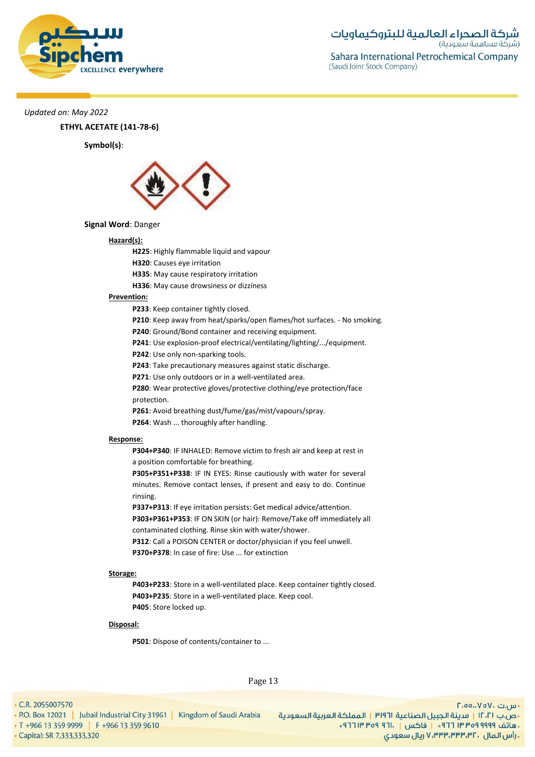*Updated on: May 2022*

**ETHYL ACETATE (141-78-6)**

**Symbol(s)**:

**Signal Word**: Danger

**Hazard(s):**

**H225**: Highly flammable liquid and vapour
**H320**: Causes eye irritation
**H335**: May cause respiratory irritation
**H336**: May cause drowsiness or dizziness

**Prevention:**

**P233**: Keep container tightly closed.
**P210**: Keep away from heat/sparks/open flames/hot surfaces. - No smoking.
**P240**: Ground/Bond container and receiving equipment.
**P241**: Use explosion-proof electrical/ventilating/lighting/.../equipment.
**P242**: Use only non-sparking tools.
**P243**: Take precautionary measures against static discharge.
**P271**: Use only outdoors or in a well-ventilated area.
**P280**: Wear protective gloves/protective clothing/eye protection/face protection.
**P261**: Avoid breathing dust/fume/gas/mist/vapours/spray.
**P264**: Wash ... thoroughly after handling.

**Response:**

**P304+P340**: IF INHALED: Remove victim to fresh air and keep at rest in a position comfortable for breathing.
**P305+P351+P338**: IF IN EYES: Rinse cautiously with water for several minutes. Remove contact lenses, if present and easy to do. Continue rinsing.
**P337+P313**: If eye irritation persists: Get medical advice/attention.
**P303+P361+P353**: IF ON SKIN (or hair): Remove/Take off immediately all contaminated clothing. Rinse skin with water/shower.
**P312**: Call a POISON CENTER or doctor/physician if you feel unwell.
**P370+P378**: In case of fire: Use ... for extinction

**Storage:**

**P403+P233**: Store in a well-ventilated place. Keep container tightly closed.
**P403+P235**: Store in a well-ventilated place. Keep cool.
**P405**: Store locked up.

**Disposal:**

**P501**: Dispose of contents/container to ...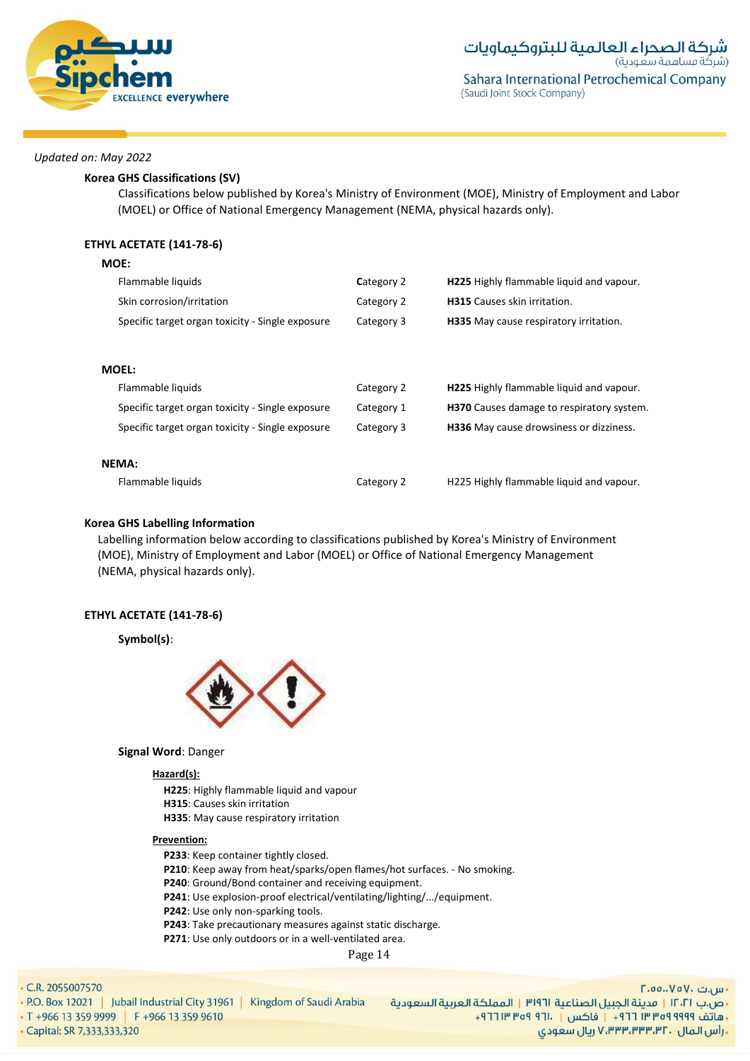*Updated on: May 2022*

**Korea GHS Classifications (SV)**

Classifications below published by Korea's Ministry of Environment (MOE), Ministry of Employment and Labor (MOEL) or Office of National Emergency Management (NEMA, physical hazards only).

**ETHYL ACETATE (141-78-6)**

**MOE:**

| | | |
|---|---|---|
| Flammable liquids | Category 2 | **H225** Highly flammable liquid and vapour. |
| Skin corrosion/irritation | Category 2 | **H315** Causes skin irritation. |
| Specific target organ toxicity - Single exposure | Category 3 | **H335** May cause respiratory irritation. |

**MOEL:**

| | | |
|---|---|---|
| Flammable liquids | Category 2 | **H225** Highly flammable liquid and vapour. |
| Specific target organ toxicity - Single exposure | Category 1 | **H370** Causes damage to respiratory system. |
| Specific target organ toxicity - Single exposure | Category 3 | **H336** May cause drowsiness or dizziness. |

**NEMA:**

| | | |
|---|---|---|
| Flammable liquids | Category 2 | H225 Highly flammable liquid and vapour. |

**Korea GHS Labelling Information**

Labelling information below according to classifications published by Korea's Ministry of Environment (MOE), Ministry of Employment and Labor (MOEL) or Office of National Emergency Management (NEMA, physical hazards only).

**ETHYL ACETATE (141-78-6)**

**Symbol(s)**:

**Signal Word**: Danger

**Hazard(s):**

**H225**: Highly flammable liquid and vapour
**H315**: Causes skin irritation
**H335**: May cause respiratory irritation

**Prevention:**

**P233**: Keep container tightly closed.
**P210**: Keep away from heat/sparks/open flames/hot surfaces. - No smoking.
**P240**: Ground/Bond container and receiving equipment.
**P241**: Use explosion-proof electrical/ventilating/lighting/.../equipment.
**P242**: Use only non-sparking tools.
**P243**: Take precautionary measures against static discharge.
**P271**: Use only outdoors or in a well-ventilated area.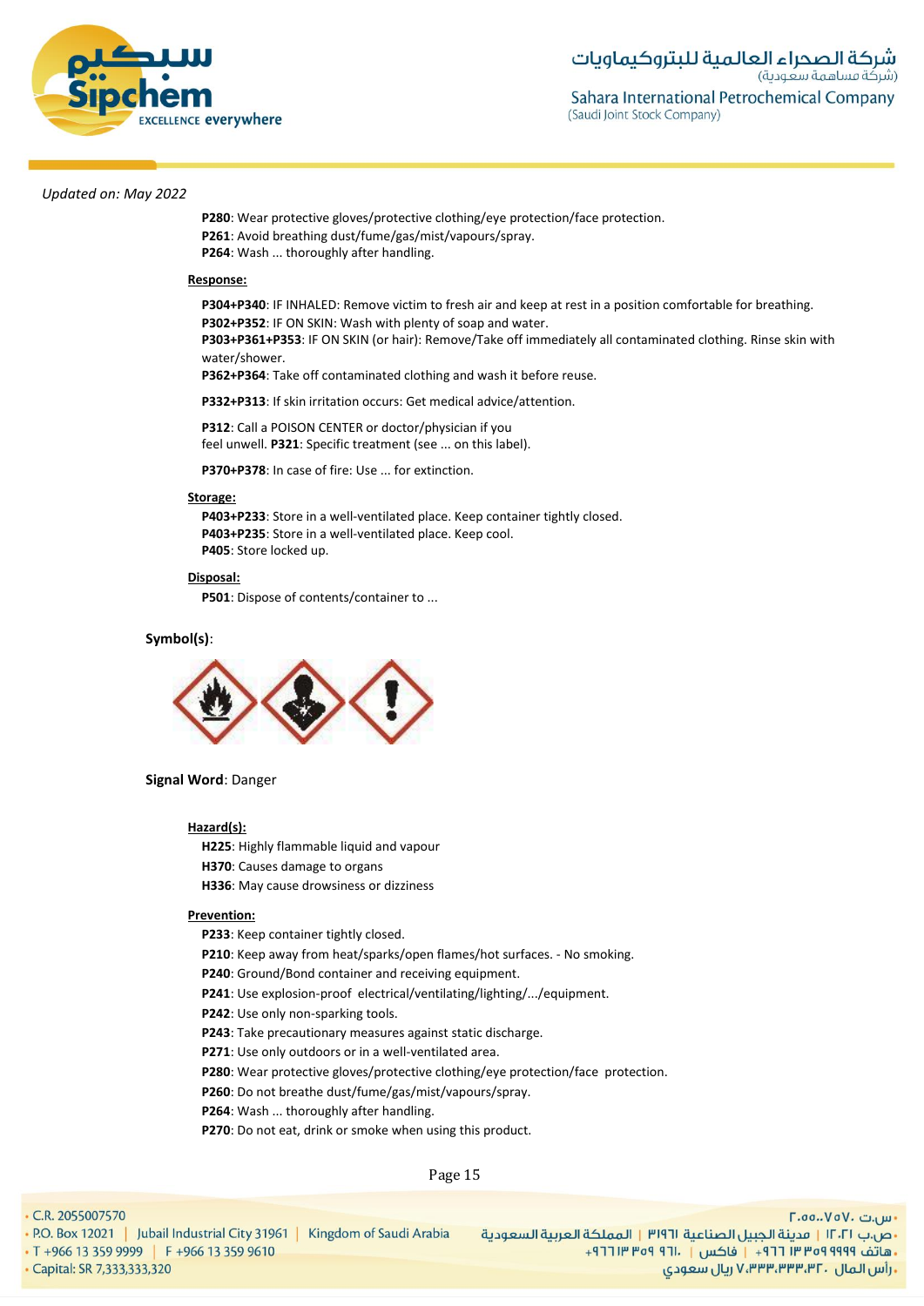*Updated on: May 2022*

**P280**: Wear protective gloves/protective clothing/eye protection/face protection.
**P261**: Avoid breathing dust/fume/gas/mist/vapours/spray.
**P264**: Wash ... thoroughly after handling.

**Response:**

**P304+P340**: IF INHALED: Remove victim to fresh air and keep at rest in a position comfortable for breathing.
**P302+P352**: IF ON SKIN: Wash with plenty of soap and water.
**P303+P361+P353**: IF ON SKIN (or hair): Remove/Take off immediately all contaminated clothing. Rinse skin with water/shower.
**P362+P364**: Take off contaminated clothing and wash it before reuse.

**P332+P313**: If skin irritation occurs: Get medical advice/attention.

**P312**: Call a POISON CENTER or doctor/physician if you feel unwell. **P321**: Specific treatment (see ... on this label).

**P370+P378**: In case of fire: Use ... for extinction.

**Storage:**

**P403+P233**: Store in a well-ventilated place. Keep container tightly closed.
**P403+P235**: Store in a well-ventilated place. Keep cool.
**P405**: Store locked up.

**Disposal:**

**P501**: Dispose of contents/container to ...

**Symbol(s)**:

**Signal Word**: Danger

**Hazard(s):**

**H225**: Highly flammable liquid and vapour
**H370**: Causes damage to organs
**H336**: May cause drowsiness or dizziness

**Prevention:**

**P233**: Keep container tightly closed.
**P210**: Keep away from heat/sparks/open flames/hot surfaces. - No smoking.
**P240**: Ground/Bond container and receiving equipment.
**P241**: Use explosion-proof electrical/ventilating/lighting/.../equipment.
**P242**: Use only non-sparking tools.
**P243**: Take precautionary measures against static discharge.
**P271**: Use only outdoors or in a well-ventilated area.
**P280**: Wear protective gloves/protective clothing/eye protection/face protection.
**P260**: Do not breathe dust/fume/gas/mist/vapours/spray.
**P264**: Wash ... thoroughly after handling.
**P270**: Do not eat, drink or smoke when using this product.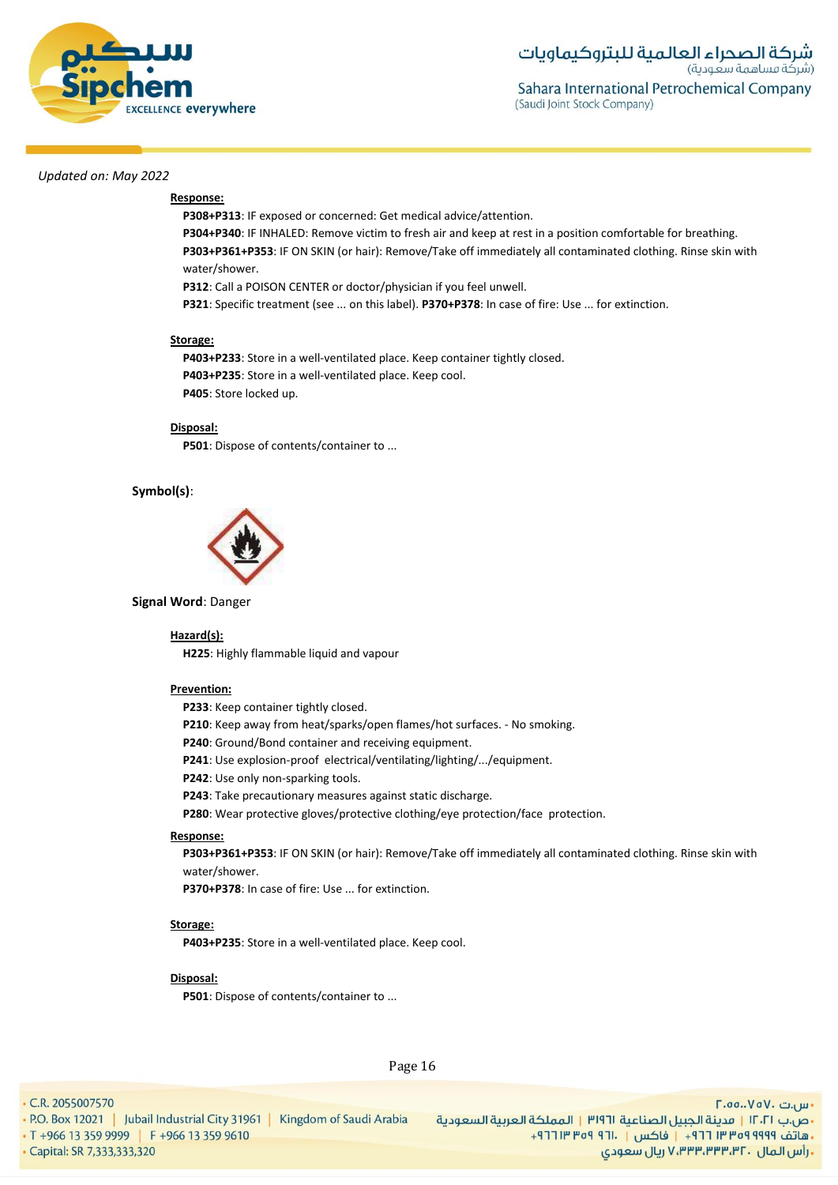*Updated on: May 2022*

**Response:**

**P308+P313**: IF exposed or concerned: Get medical advice/attention.

**P304+P340**: IF INHALED: Remove victim to fresh air and keep at rest in a position comfortable for breathing.

**P303+P361+P353**: IF ON SKIN (or hair): Remove/Take off immediately all contaminated clothing. Rinse skin with water/shower.

**P312**: Call a POISON CENTER or doctor/physician if you feel unwell.

**P321**: Specific treatment (see ... on this label). **P370+P378**: In case of fire: Use ... for extinction.

**Storage:**

**P403+P233**: Store in a well-ventilated place. Keep container tightly closed.

**P403+P235**: Store in a well-ventilated place. Keep cool.

**P405**: Store locked up.

**Disposal:**

**P501**: Dispose of contents/container to ...

**Symbol(s)**:

**Signal Word**: Danger

**Hazard(s):**

**H225**: Highly flammable liquid and vapour

**Prevention:**

**P233**: Keep container tightly closed.

**P210**: Keep away from heat/sparks/open flames/hot surfaces. - No smoking.

**P240**: Ground/Bond container and receiving equipment.

**P241**: Use explosion-proof electrical/ventilating/lighting/.../equipment.

**P242**: Use only non-sparking tools.

**P243**: Take precautionary measures against static discharge.

**P280**: Wear protective gloves/protective clothing/eye protection/face protection.

**Response:**

**P303+P361+P353**: IF ON SKIN (or hair): Remove/Take off immediately all contaminated clothing. Rinse skin with water/shower.

**P370+P378**: In case of fire: Use ... for extinction.

**Storage:**

**P403+P235**: Store in a well-ventilated place. Keep cool.

**Disposal:**

**P501**: Dispose of contents/container to ...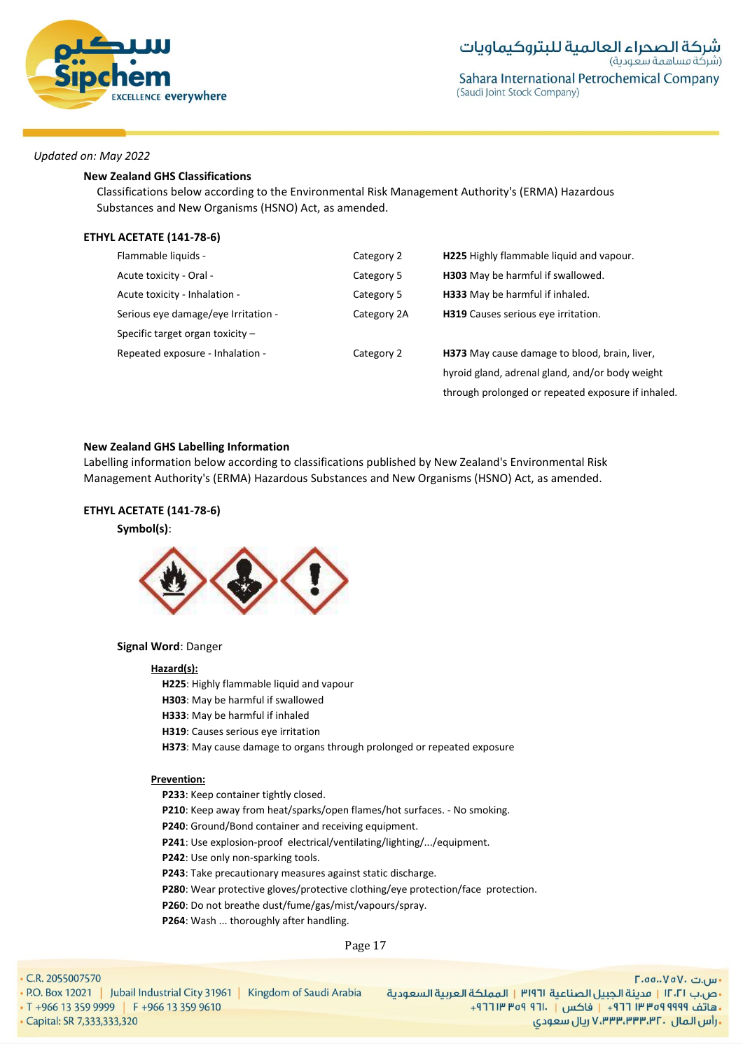*Updated on: May 2022*

**New Zealand GHS Classifications**

Classifications below according to the Environmental Risk Management Authority's (ERMA) Hazardous Substances and New Organisms (HSNO) Act, as amended.

**ETHYL ACETATE (141-78-6)**

| | | |
|---|---|---|
| Flammable liquids - | Category 2 | **H225** Highly flammable liquid and vapour. |
| Acute toxicity - Oral - | Category 5 | **H303** May be harmful if swallowed. |
| Acute toxicity - Inhalation - | Category 5 | **H333** May be harmful if inhaled. |
| Serious eye damage/eye Irritation - | Category 2A | **H319** Causes serious eye irritation. |
| Specific target organ toxicity – Repeated exposure - Inhalation - | Category 2 | **H373** May cause damage to blood, brain, liver, hyroid gland, adrenal gland, and/or body weight through prolonged or repeated exposure if inhaled. |

**New Zealand GHS Labelling Information**

Labelling information below according to classifications published by New Zealand's Environmental Risk Management Authority's (ERMA) Hazardous Substances and New Organisms (HSNO) Act, as amended.

**ETHYL ACETATE (141-78-6)**

**Symbol(s)**:

**Signal Word**: Danger

**Hazard(s):**

**H225**: Highly flammable liquid and vapour
**H303**: May be harmful if swallowed
**H333**: May be harmful if inhaled
**H319**: Causes serious eye irritation
**H373**: May cause damage to organs through prolonged or repeated exposure

**Prevention:**

**P233**: Keep container tightly closed.
**P210**: Keep away from heat/sparks/open flames/hot surfaces. - No smoking.
**P240**: Ground/Bond container and receiving equipment.
**P241**: Use explosion-proof electrical/ventilating/lighting/.../equipment.
**P242**: Use only non-sparking tools.
**P243**: Take precautionary measures against static discharge.
**P280**: Wear protective gloves/protective clothing/eye protection/face protection.
**P260**: Do not breathe dust/fume/gas/mist/vapours/spray.
**P264**: Wash ... thoroughly after handling.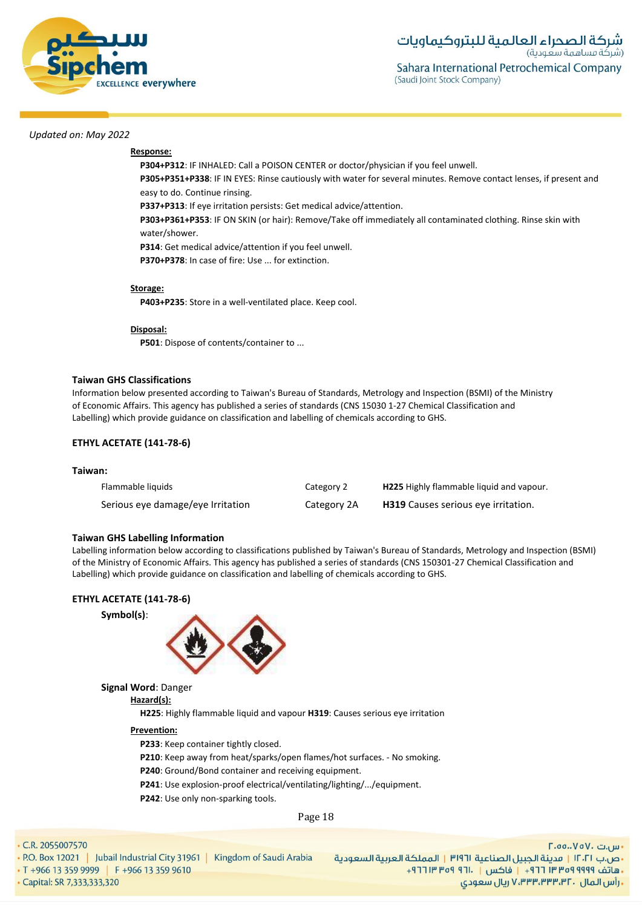*Updated on: May 2022*

**Response:**

**P304+P312**: IF INHALED: Call a POISON CENTER or doctor/physician if you feel unwell.
**P305+P351+P338**: IF IN EYES: Rinse cautiously with water for several minutes. Remove contact lenses, if present and easy to do. Continue rinsing.
**P337+P313**: If eye irritation persists: Get medical advice/attention.
**P303+P361+P353**: IF ON SKIN (or hair): Remove/Take off immediately all contaminated clothing. Rinse skin with water/shower.
**P314**: Get medical advice/attention if you feel unwell.
**P370+P378**: In case of fire: Use ... for extinction.

**Storage:**

**P403+P235**: Store in a well-ventilated place. Keep cool.

**Disposal:**

**P501**: Dispose of contents/container to ...

### Taiwan GHS Classifications

Information below presented according to Taiwan's Bureau of Standards, Metrology and Inspection (BSMI) of the Ministry of Economic Affairs. This agency has published a series of standards (CNS 15030 1-27 Chemical Classification and Labelling) which provide guidance on classification and labelling of chemicals according to GHS.

**ETHYL ACETATE (141-78-6)**

**Taiwan:**

| | | |
|---|---|---|
| Flammable liquids | Category 2 | **H225** Highly flammable liquid and vapour. |
| Serious eye damage/eye Irritation | Category 2A | **H319** Causes serious eye irritation. |

### Taiwan GHS Labelling Information

Labelling information below according to classifications published by Taiwan's Bureau of Standards, Metrology and Inspection (BSMI) of the Ministry of Economic Affairs. This agency has published a series of standards (CNS 150301-27 Chemical Classification and Labelling) which provide guidance on classification and labelling of chemicals according to GHS.

**ETHYL ACETATE (141-78-6)**

**Symbol(s)**:

**Signal Word**: Danger

**Hazard(s):**

**H225**: Highly flammable liquid and vapour **H319**: Causes serious eye irritation

**Prevention:**

**P233**: Keep container tightly closed.
**P210**: Keep away from heat/sparks/open flames/hot surfaces. - No smoking.
**P240**: Ground/Bond container and receiving equipment.
**P241**: Use explosion-proof electrical/ventilating/lighting/.../equipment.
**P242**: Use only non-sparking tools.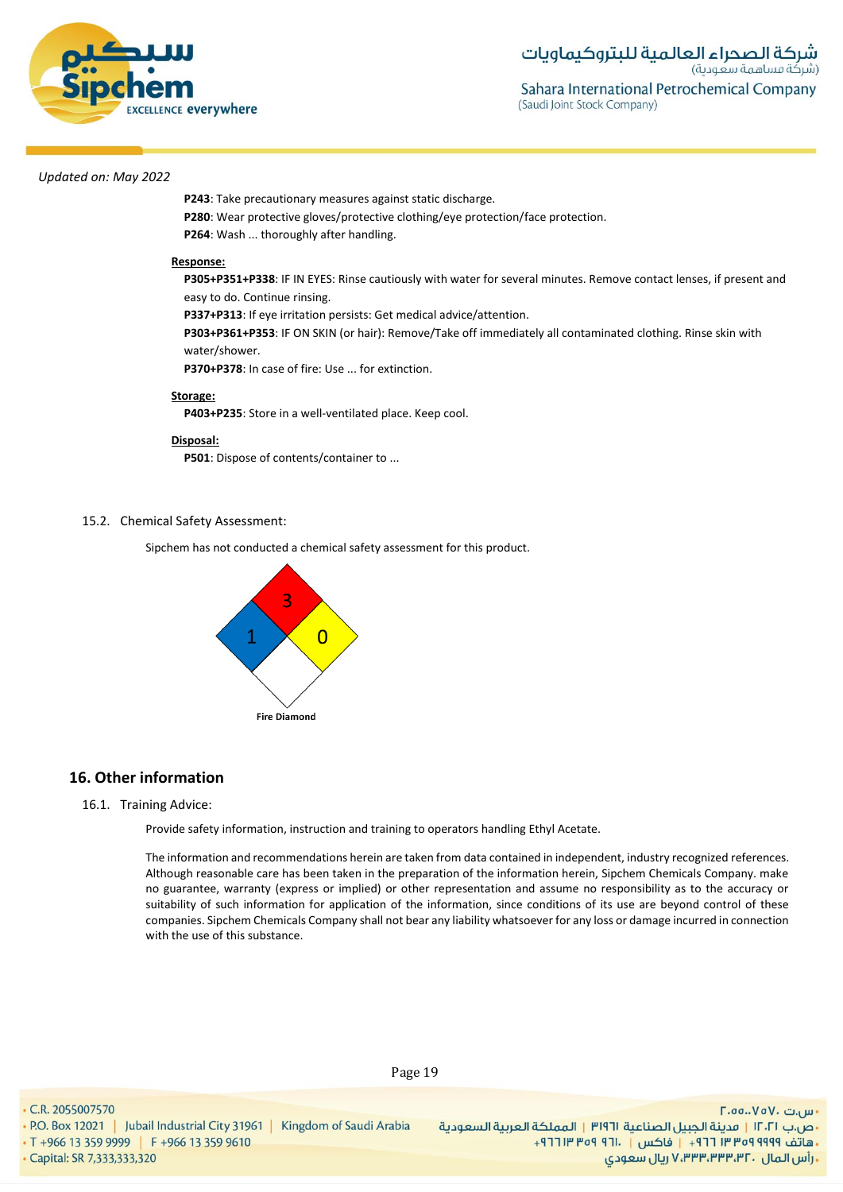*Updated on: May 2022*

**P243**: Take precautionary measures against static discharge.
**P280**: Wear protective gloves/protective clothing/eye protection/face protection.
**P264**: Wash ... thoroughly after handling.

**Response:**

**P305+P351+P338**: IF IN EYES: Rinse cautiously with water for several minutes. Remove contact lenses, if present and easy to do. Continue rinsing.
**P337+P313**: If eye irritation persists: Get medical advice/attention.
**P303+P361+P353**: IF ON SKIN (or hair): Remove/Take off immediately all contaminated clothing. Rinse skin with water/shower.
**P370+P378**: In case of fire: Use ... for extinction.

**Storage:**

**P403+P235**: Store in a well-ventilated place. Keep cool.

**Disposal:**

**P501**: Dispose of contents/container to ...

15.2. Chemical Safety Assessment:

Sipchem has not conducted a chemical safety assessment for this product.

Fire Diamond: Health 1, Flammability 3, Instability 0

**Fire Diamond**

## 16. Other information

16.1. Training Advice:

Provide safety information, instruction and training to operators handling Ethyl Acetate.

The information and recommendations herein are taken from data contained in independent, industry recognized references. Although reasonable care has been taken in the preparation of the information herein, Sipchem Chemicals Company. make no guarantee, warranty (express or implied) or other representation and assume no responsibility as to the accuracy or suitability of such information for application of the information, since conditions of its use are beyond control of these companies. Sipchem Chemicals Company shall not bear any liability whatsoever for any loss or damage incurred in connection with the use of this substance.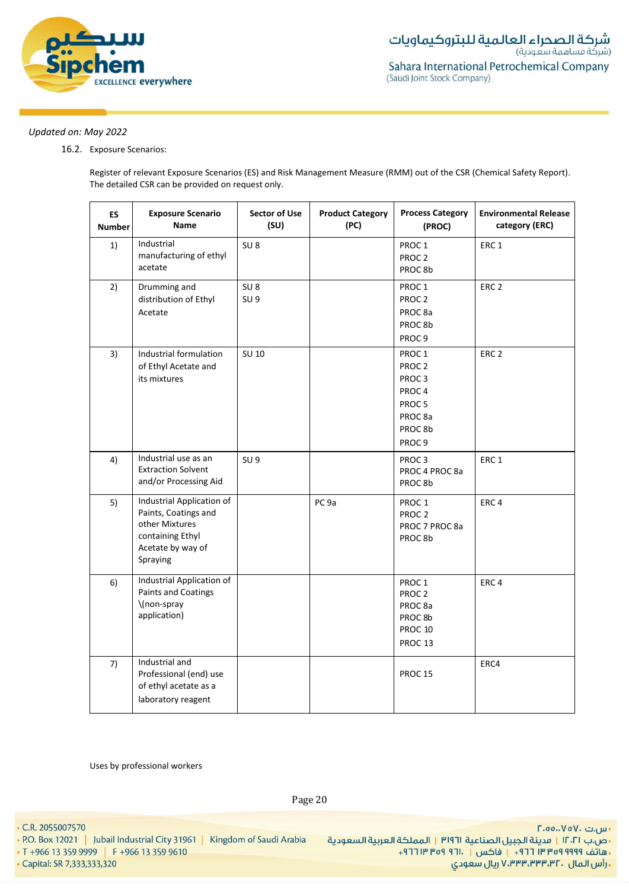*Updated on: May 2022*

16.2. Exposure Scenarios:

Register of relevant Exposure Scenarios (ES) and Risk Management Measure (RMM) out of the CSR (Chemical Safety Report). The detailed CSR can be provided on request only.

| ES Number | Exposure Scenario Name | Sector of Use (SU) | Product Category (PC) | Process Category (PROC) | Environmental Release category (ERC) |
|---|---|---|---|---|---|
| 1) | Industrial manufacturing of ethyl acetate | SU 8 | | PROC 1<br>PROC 2<br>PROC 8b | ERC 1 |
| 2) | Drumming and distribution of Ethyl Acetate | SU 8<br>SU 9 | | PROC 1<br>PROC 2<br>PROC 8a<br>PROC 8b<br>PROC 9 | ERC 2 |
| 3) | Industrial formulation of Ethyl Acetate and its mixtures | SU 10 | | PROC 1<br>PROC 2<br>PROC 3<br>PROC 4<br>PROC 5<br>PROC 8a<br>PROC 8b<br>PROC 9 | ERC 2 |
| 4) | Industrial use as an Extraction Solvent and/or Processing Aid | SU 9 | | PROC 3<br>PROC 4 PROC 8a<br>PROC 8b | ERC 1 |
| 5) | Industrial Application of Paints, Coatings and other Mixtures containing Ethyl Acetate by way of Spraying | | PC 9a | PROC 1<br>PROC 2<br>PROC 7 PROC 8a<br>PROC 8b | ERC 4 |
| 6) | Industrial Application of Paints and Coatings \(non-spray application) | | | PROC 1<br>PROC 2<br>PROC 8a<br>PROC 8b<br>PROC 10<br>PROC 13 | ERC 4 |
| 7) | Industrial and Professional (end) use of ethyl acetate as a laboratory reagent | | | PROC 15 | ERC4 |

Uses by professional workers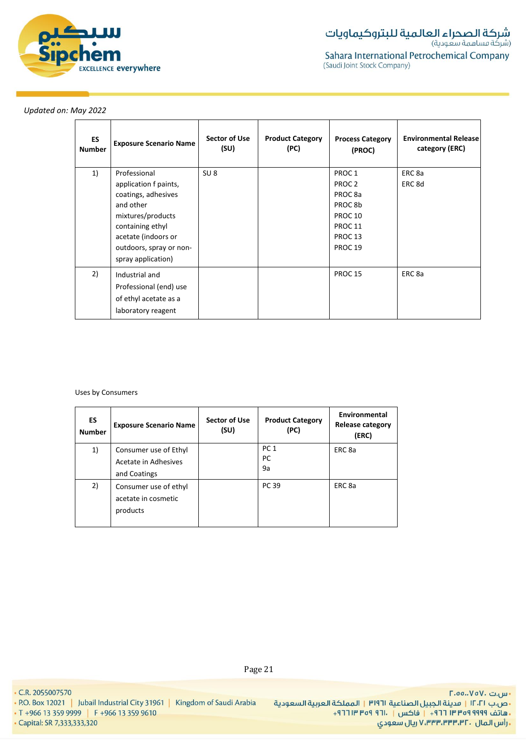*Updated on: May 2022*

| ES Number | Exposure Scenario Name | Sector of Use (SU) | Product Category (PC) | Process Category (PROC) | Environmental Release category (ERC) |
|---|---|---|---|---|---|
| 1) | Professional application f paints, coatings, adhesives and other mixtures/products containing ethyl acetate (indoors or outdoors, spray or non-spray application) | SU 8 | | PROC 1<br>PROC 2<br>PROC 8a<br>PROC 8b<br>PROC 10<br>PROC 11<br>PROC 13<br>PROC 19 | ERC 8a<br>ERC 8d |
| 2) | Industrial and Professional (end) use of ethyl acetate as a laboratory reagent | | | PROC 15 | ERC 8a |

Uses by Consumers

| ES Number | Exposure Scenario Name | Sector of Use (SU) | Product Category (PC) | Environmental Release category (ERC) |
|---|---|---|---|---|
| 1) | Consumer use of Ethyl Acetate in Adhesives and Coatings | | PC 1<br>PC<br>9a | ERC 8a |
| 2) | Consumer use of ethyl acetate in cosmetic products | | PC 39 | ERC 8a |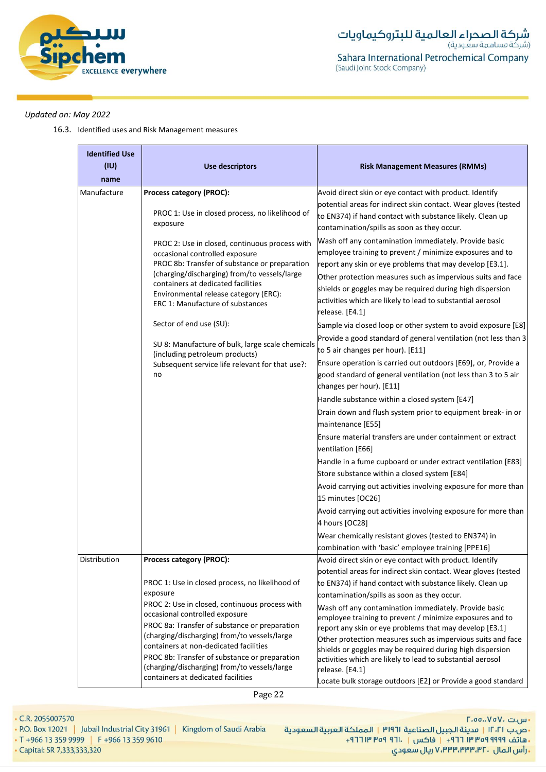*Updated on: May 2022*

16.3. Identified uses and Risk Management measures

| Identified Use (IU) name | Use descriptors | Risk Management Measures (RMMs) |
|---|---|---|
| Manufacture | **Process category (PROC):**<br><br>PROC 1: Use in closed process, no likelihood of exposure<br><br>PROC 2: Use in closed, continuous process with occasional controlled exposure<br>PROC 8b: Transfer of substance or preparation (charging/discharging) from/to vessels/large containers at dedicated facilities<br>Environmental release category (ERC):<br>ERC 1: Manufacture of substances<br><br>Sector of end use (SU):<br><br>SU 8: Manufacture of bulk, large scale chemicals (including petroleum products)<br>Subsequent service life relevant for that use?: no | Avoid direct skin or eye contact with product. Identify potential areas for indirect skin contact. Wear gloves (tested to EN374) if hand contact with substance likely. Clean up contamination/spills as soon as they occur.<br>Wash off any contamination immediately. Provide basic employee training to prevent / minimize exposures and to report any skin or eye problems that may develop [E3.1].<br>Other protection measures such as impervious suits and face shields or goggles may be required during high dispersion activities which are likely to lead to substantial aerosol release. [E4.1]<br>Sample via closed loop or other system to avoid exposure [E8]<br>Provide a good standard of general ventilation (not less than 3 to 5 air changes per hour). [E11]<br>Ensure operation is carried out outdoors [E69], or, Provide a good standard of general ventilation (not less than 3 to 5 air changes per hour). [E11]<br>Handle substance within a closed system [E47]<br>Drain down and flush system prior to equipment break- in or maintenance [E55]<br>Ensure material transfers are under containment or extract ventilation [E66]<br>Handle in a fume cupboard or under extract ventilation [E83]<br>Store substance within a closed system [E84]<br>Avoid carrying out activities involving exposure for more than 15 minutes [OC26]<br>Avoid carrying out activities involving exposure for more than 4 hours [OC28]<br>Wear chemically resistant gloves (tested to EN374) in combination with 'basic' employee training [PPE16] |
| Distribution | **Process category (PROC):**<br><br>PROC 1: Use in closed process, no likelihood of exposure<br>PROC 2: Use in closed, continuous process with occasional controlled exposure<br>PROC 8a: Transfer of substance or preparation (charging/discharging) from/to vessels/large containers at non-dedicated facilities<br>PROC 8b: Transfer of substance or preparation (charging/discharging) from/to vessels/large containers at dedicated facilities | Avoid direct skin or eye contact with product. Identify potential areas for indirect skin contact. Wear gloves (tested to EN374) if hand contact with substance likely. Clean up contamination/spills as soon as they occur.<br>Wash off any contamination immediately. Provide basic employee training to prevent / minimize exposures and to report any skin or eye problems that may develop [E3.1]<br>Other protection measures such as impervious suits and face shields or goggles may be required during high dispersion activities which are likely to lead to substantial aerosol release. [E4.1]<br>Locate bulk storage outdoors [E2] or Provide a good standard |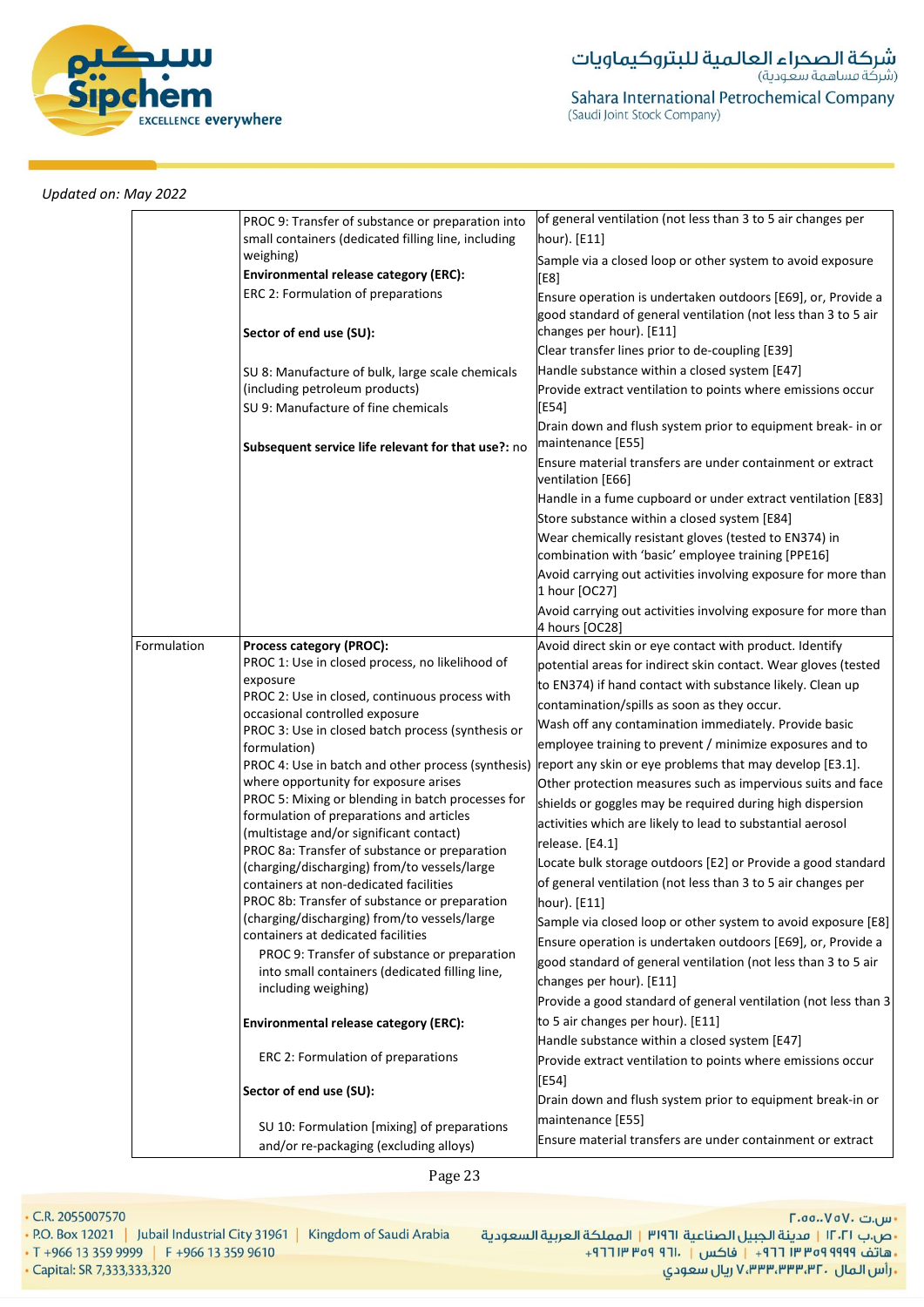*Updated on: May 2022*

| | | |
|---|---|---|
| | PROC 9: Transfer of substance or preparation into small containers (dedicated filling line, including weighing)<br>**Environmental release category (ERC):**<br>ERC 2: Formulation of preparations<br><br>**Sector of end use (SU):**<br><br>SU 8: Manufacture of bulk, large scale chemicals (including petroleum products)<br>SU 9: Manufacture of fine chemicals<br><br>**Subsequent service life relevant for that use?:** no | of general ventilation (not less than 3 to 5 air changes per hour). [E11]<br>Sample via a closed loop or other system to avoid exposure [E8]<br>Ensure operation is undertaken outdoors [E69], or, Provide a good standard of general ventilation (not less than 3 to 5 air changes per hour). [E11]<br>Clear transfer lines prior to de-coupling [E39]<br>Handle substance within a closed system [E47]<br>Provide extract ventilation to points where emissions occur [E54]<br>Drain down and flush system prior to equipment break- in or maintenance [E55]<br>Ensure material transfers are under containment or extract ventilation [E66]<br>Handle in a fume cupboard or under extract ventilation [E83]<br>Store substance within a closed system [E84]<br>Wear chemically resistant gloves (tested to EN374) in combination with 'basic' employee training [PPE16]<br>Avoid carrying out activities involving exposure for more than 1 hour [OC27]<br>Avoid carrying out activities involving exposure for more than 4 hours [OC28] |
| Formulation | **Process category (PROC):**<br>PROC 1: Use in closed process, no likelihood of exposure<br>PROC 2: Use in closed, continuous process with occasional controlled exposure<br>PROC 3: Use in closed batch process (synthesis or formulation)<br>PROC 4: Use in batch and other process (synthesis) where opportunity for exposure arises<br>PROC 5: Mixing or blending in batch processes for formulation of preparations and articles (multistage and/or significant contact)<br>PROC 8a: Transfer of substance or preparation (charging/discharging) from/to vessels/large containers at non-dedicated facilities<br>PROC 8b: Transfer of substance or preparation (charging/discharging) from/to vessels/large containers at dedicated facilities<br>PROC 9: Transfer of substance or preparation into small containers (dedicated filling line, including weighing)<br><br>**Environmental release category (ERC):**<br><br>ERC 2: Formulation of preparations<br><br>**Sector of end use (SU):**<br><br>SU 10: Formulation [mixing] of preparations and/or re-packaging (excluding alloys) | Avoid direct skin or eye contact with product. Identify potential areas for indirect skin contact. Wear gloves (tested to EN374) if hand contact with substance likely. Clean up contamination/spills as soon as they occur.<br>Wash off any contamination immediately. Provide basic employee training to prevent / minimize exposures and to report any skin or eye problems that may develop [E3.1].<br>Other protection measures such as impervious suits and face shields or goggles may be required during high dispersion activities which are likely to lead to substantial aerosol release. [E4.1]<br>Locate bulk storage outdoors [E2] or Provide a good standard of general ventilation (not less than 3 to 5 air changes per hour). [E11]<br>Sample via closed loop or other system to avoid exposure [E8]<br>Ensure operation is undertaken outdoors [E69], or, Provide a good standard of general ventilation (not less than 3 to 5 air changes per hour). [E11]<br>Provide a good standard of general ventilation (not less than 3 to 5 air changes per hour). [E11]<br>Handle substance within a closed system [E47]<br>Provide extract ventilation to points where emissions occur [E54]<br>Drain down and flush system prior to equipment break-in or maintenance [E55]<br>Ensure material transfers are under containment or extract |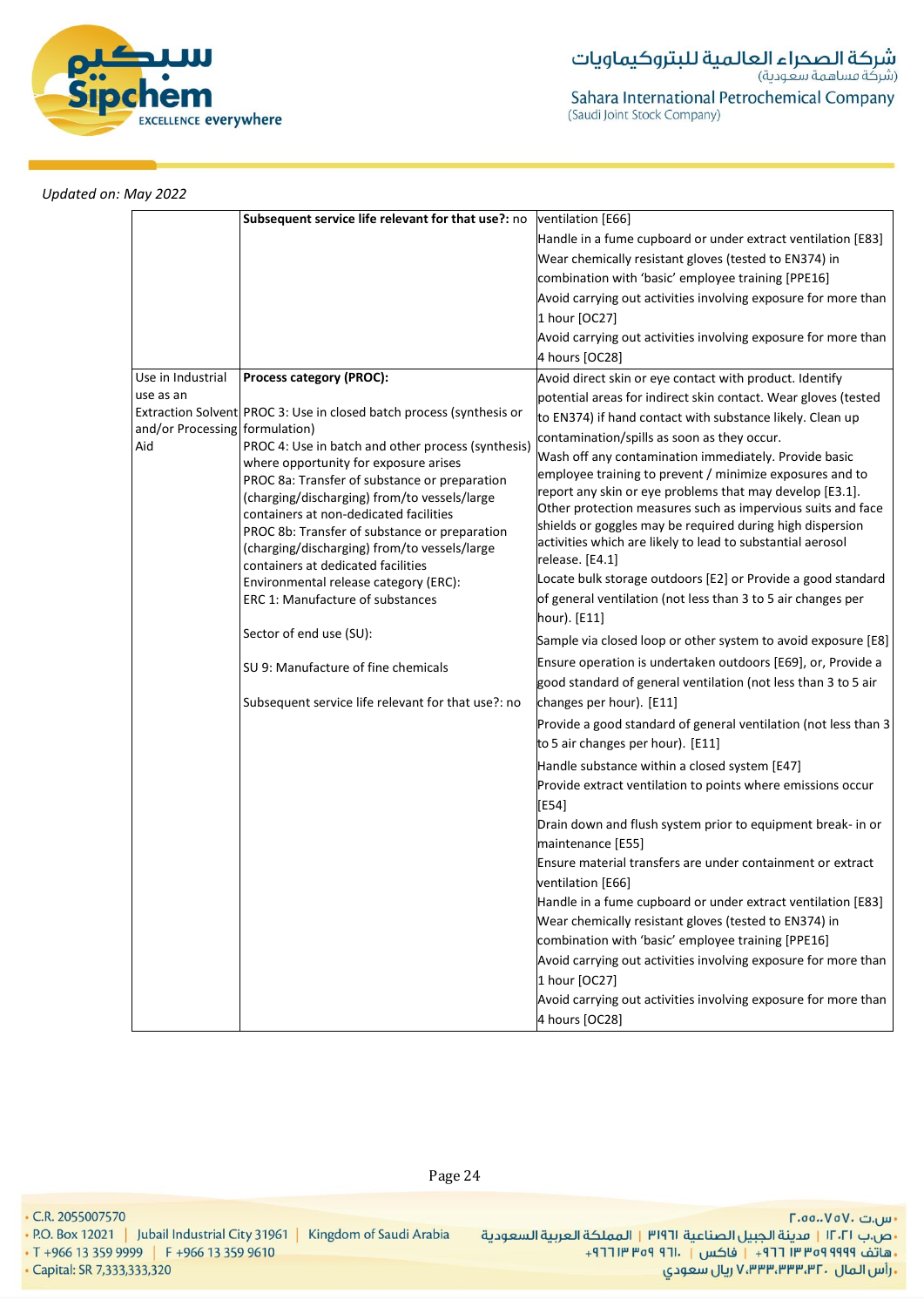*Updated on: May 2022*

| | | |
|---|---|---|
| | **Subsequent service life relevant for that use?:** no | ventilation [E66]<br>Handle in a fume cupboard or under extract ventilation [E83]<br>Wear chemically resistant gloves (tested to EN374) in combination with 'basic' employee training [PPE16]<br>Avoid carrying out activities involving exposure for more than 1 hour [OC27]<br>Avoid carrying out activities involving exposure for more than 4 hours [OC28] |
| Use in Industrial use as an Extraction Solvent and/or Processing Aid | **Process category (PROC):**<br>PROC 3: Use in closed batch process (synthesis or formulation)<br>PROC 4: Use in batch and other process (synthesis) where opportunity for exposure arises<br>PROC 8a: Transfer of substance or preparation (charging/discharging) from/to vessels/large containers at non-dedicated facilities<br>PROC 8b: Transfer of substance or preparation (charging/discharging) from/to vessels/large containers at dedicated facilities<br>Environmental release category (ERC):<br>ERC 1: Manufacture of substances<br><br>Sector of end use (SU):<br><br>SU 9: Manufacture of fine chemicals<br><br>Subsequent service life relevant for that use?: no | Avoid direct skin or eye contact with product. Identify potential areas for indirect skin contact. Wear gloves (tested to EN374) if hand contact with substance likely. Clean up contamination/spills as soon as they occur.<br>Wash off any contamination immediately. Provide basic employee training to prevent / minimize exposures and to report any skin or eye problems that may develop [E3.1].<br>Other protection measures such as impervious suits and face shields or goggles may be required during high dispersion activities which are likely to lead to substantial aerosol release. [E4.1]<br>Locate bulk storage outdoors [E2] or Provide a good standard of general ventilation (not less than 3 to 5 air changes per hour). [E11]<br>Sample via closed loop or other system to avoid exposure [E8]<br>Ensure operation is undertaken outdoors [E69], or, Provide a good standard of general ventilation (not less than 3 to 5 air changes per hour). [E11]<br>Provide a good standard of general ventilation (not less than 3 to 5 air changes per hour). [E11]<br>Handle substance within a closed system [E47]<br>Provide extract ventilation to points where emissions occur [E54]<br>Drain down and flush system prior to equipment break- in or maintenance [E55]<br>Ensure material transfers are under containment or extract ventilation [E66]<br>Handle in a fume cupboard or under extract ventilation [E83]<br>Wear chemically resistant gloves (tested to EN374) in combination with 'basic' employee training [PPE16]<br>Avoid carrying out activities involving exposure for more than 1 hour [OC27]<br>Avoid carrying out activities involving exposure for more than 4 hours [OC28] |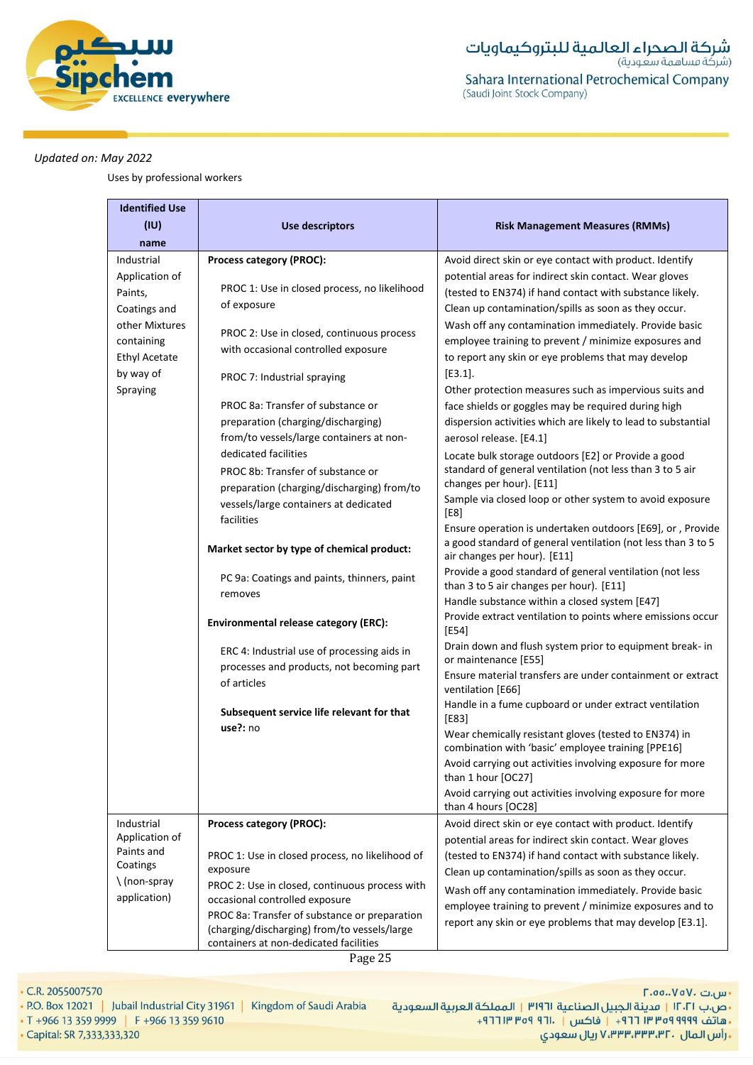*Updated on: May 2022*

Uses by professional workers

| Identified Use (IU) name | Use descriptors | Risk Management Measures (RMMs) |
|---|---|---|
| Industrial Application of Paints, Coatings and other Mixtures containing Ethyl Acetate by way of Spraying | **Process category (PROC):**<br><br>PROC 1: Use in closed process, no likelihood of exposure<br><br>PROC 2: Use in closed, continuous process with occasional controlled exposure<br><br>PROC 7: Industrial spraying<br><br>PROC 8a: Transfer of substance or preparation (charging/discharging) from/to vessels/large containers at non-dedicated facilities<br>PROC 8b: Transfer of substance or preparation (charging/discharging) from/to vessels/large containers at dedicated facilities<br><br>**Market sector by type of chemical product:**<br><br>PC 9a: Coatings and paints, thinners, paint removes<br><br>**Environmental release category (ERC):**<br><br>ERC 4: Industrial use of processing aids in processes and products, not becoming part of articles<br><br>**Subsequent service life relevant for that use?:** no | Avoid direct skin or eye contact with product. Identify potential areas for indirect skin contact. Wear gloves (tested to EN374) if hand contact with substance likely. Clean up contamination/spills as soon as they occur. Wash off any contamination immediately. Provide basic employee training to prevent / minimize exposures and to report any skin or eye problems that may develop [E3.1].<br>Other protection measures such as impervious suits and face shields or goggles may be required during high dispersion activities which are likely to lead to substantial aerosol release. [E4.1]<br>Locate bulk storage outdoors [E2] or Provide a good standard of general ventilation (not less than 3 to 5 air changes per hour). [E11]<br>Sample via closed loop or other system to avoid exposure [E8]<br>Ensure operation is undertaken outdoors [E69], or , Provide a good standard of general ventilation (not less than 3 to 5 air changes per hour). [E11]<br>Provide a good standard of general ventilation (not less than 3 to 5 air changes per hour). [E11]<br>Handle substance within a closed system [E47]<br>Provide extract ventilation to points where emissions occur [E54]<br>Drain down and flush system prior to equipment break- in or maintenance [E55]<br>Ensure material transfers are under containment or extract ventilation [E66]<br>Handle in a fume cupboard or under extract ventilation [E83]<br>Wear chemically resistant gloves (tested to EN374) in combination with 'basic' employee training [PPE16]<br>Avoid carrying out activities involving exposure for more than 1 hour [OC27]<br>Avoid carrying out activities involving exposure for more than 4 hours [OC28] |
| Industrial Application of Paints and Coatings \ (non-spray application) | **Process category (PROC):**<br><br>PROC 1: Use in closed process, no likelihood of exposure<br>PROC 2: Use in closed, continuous process with occasional controlled exposure<br>PROC 8a: Transfer of substance or preparation (charging/discharging) from/to vessels/large containers at non-dedicated facilities | Avoid direct skin or eye contact with product. Identify potential areas for indirect skin contact. Wear gloves (tested to EN374) if hand contact with substance likely. Clean up contamination/spills as soon as they occur.<br>Wash off any contamination immediately. Provide basic employee training to prevent / minimize exposures and to report any skin or eye problems that may develop [E3.1]. |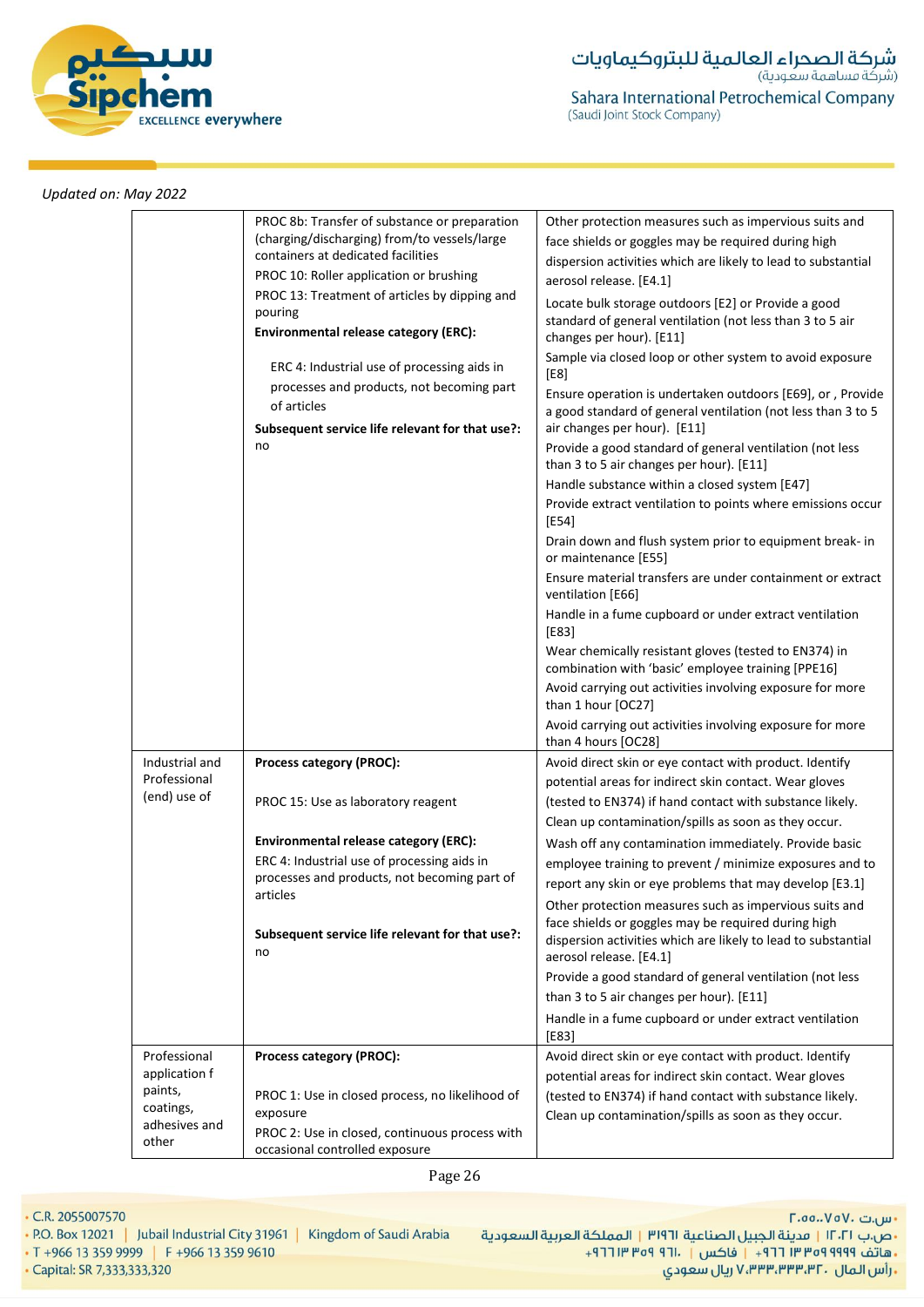*Updated on: May 2022*

| | | |
|---|---|---|
| | PROC 8b: Transfer of substance or preparation (charging/discharging) from/to vessels/large containers at dedicated facilities<br>PROC 10: Roller application or brushing<br>PROC 13: Treatment of articles by dipping and pouring<br>**Environmental release category (ERC):**<br>ERC 4: Industrial use of processing aids in processes and products, not becoming part of articles<br>**Subsequent service life relevant for that use?:** no | Other protection measures such as impervious suits and face shields or goggles may be required during high dispersion activities which are likely to lead to substantial aerosol release. [E4.1]<br>Locate bulk storage outdoors [E2] or Provide a good standard of general ventilation (not less than 3 to 5 air changes per hour). [E11]<br>Sample via closed loop or other system to avoid exposure [E8]<br>Ensure operation is undertaken outdoors [E69], or , Provide a good standard of general ventilation (not less than 3 to 5 air changes per hour). [E11]<br>Provide a good standard of general ventilation (not less than 3 to 5 air changes per hour). [E11]<br>Handle substance within a closed system [E47]<br>Provide extract ventilation to points where emissions occur [E54]<br>Drain down and flush system prior to equipment break- in or maintenance [E55]<br>Ensure material transfers are under containment or extract ventilation [E66]<br>Handle in a fume cupboard or under extract ventilation [E83]<br>Wear chemically resistant gloves (tested to EN374) in combination with 'basic' employee training [PPE16]<br>Avoid carrying out activities involving exposure for more than 1 hour [OC27]<br>Avoid carrying out activities involving exposure for more than 4 hours [OC28] |
| Industrial and Professional (end) use of | **Process category (PROC):**<br>PROC 15: Use as laboratory reagent<br>**Environmental release category (ERC):**<br>ERC 4: Industrial use of processing aids in processes and products, not becoming part of articles<br>**Subsequent service life relevant for that use?:** no | Avoid direct skin or eye contact with product. Identify potential areas for indirect skin contact. Wear gloves (tested to EN374) if hand contact with substance likely. Clean up contamination/spills as soon as they occur. Wash off any contamination immediately. Provide basic employee training to prevent / minimize exposures and to report any skin or eye problems that may develop [E3.1]<br>Other protection measures such as impervious suits and face shields or goggles may be required during high dispersion activities which are likely to lead to substantial aerosol release. [E4.1]<br>Provide a good standard of general ventilation (not less than 3 to 5 air changes per hour). [E11]<br>Handle in a fume cupboard or under extract ventilation [E83] |
| Professional application f paints, coatings, adhesives and other | **Process category (PROC):**<br>PROC 1: Use in closed process, no likelihood of exposure<br>PROC 2: Use in closed, continuous process with occasional controlled exposure | Avoid direct skin or eye contact with product. Identify potential areas for indirect skin contact. Wear gloves (tested to EN374) if hand contact with substance likely. Clean up contamination/spills as soon as they occur. |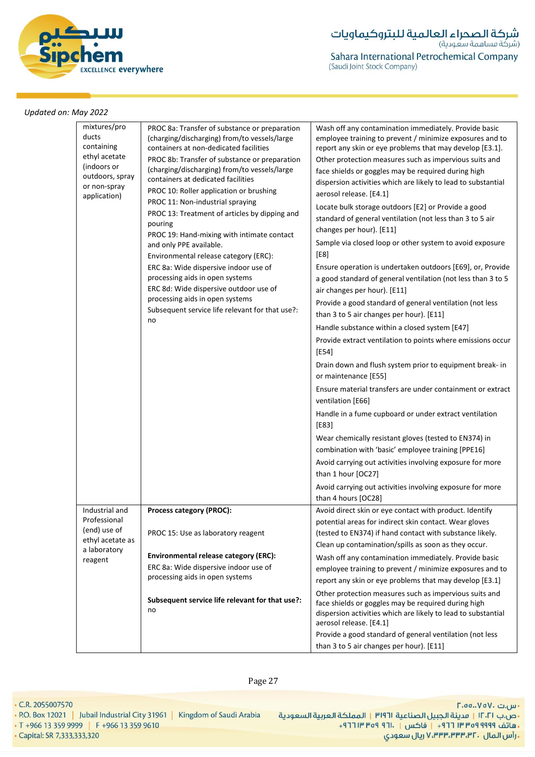*Updated on: May 2022*

| | | |
|---|---|---|
| mixtures/products containing ethyl acetate (indoors or outdoors, spray or non-spray application) | PROC 8a: Transfer of substance or preparation (charging/discharging) from/to vessels/large containers at non-dedicated facilities<br>PROC 8b: Transfer of substance or preparation (charging/discharging) from/to vessels/large containers at dedicated facilities<br>PROC 10: Roller application or brushing<br>PROC 11: Non-industrial spraying<br>PROC 13: Treatment of articles by dipping and pouring<br>PROC 19: Hand-mixing with intimate contact and only PPE available.<br>Environmental release category (ERC):<br>ERC 8a: Wide dispersive indoor use of processing aids in open systems<br>ERC 8d: Wide dispersive outdoor use of processing aids in open systems<br>Subsequent service life relevant for that use?: no | Wash off any contamination immediately. Provide basic employee training to prevent / minimize exposures and to report any skin or eye problems that may develop [E3.1].<br>Other protection measures such as impervious suits and face shields or goggles may be required during high dispersion activities which are likely to lead to substantial aerosol release. [E4.1]<br>Locate bulk storage outdoors [E2] or Provide a good standard of general ventilation (not less than 3 to 5 air changes per hour). [E11]<br>Sample via closed loop or other system to avoid exposure [E8]<br>Ensure operation is undertaken outdoors [E69], or, Provide a good standard of general ventilation (not less than 3 to 5 air changes per hour). [E11]<br>Provide a good standard of general ventilation (not less than 3 to 5 air changes per hour). [E11]<br>Handle substance within a closed system [E47]<br>Provide extract ventilation to points where emissions occur [E54]<br>Drain down and flush system prior to equipment break- in or maintenance [E55]<br>Ensure material transfers are under containment or extract ventilation [E66]<br>Handle in a fume cupboard or under extract ventilation [E83]<br>Wear chemically resistant gloves (tested to EN374) in combination with 'basic' employee training [PPE16]<br>Avoid carrying out activities involving exposure for more than 1 hour [OC27]<br>Avoid carrying out activities involving exposure for more than 4 hours [OC28] |
| Industrial and Professional (end) use of ethyl acetate as a laboratory reagent | **Process category (PROC):**<br>PROC 15: Use as laboratory reagent<br>**Environmental release category (ERC):**<br>ERC 8a: Wide dispersive indoor use of processing aids in open systems<br>**Subsequent service life relevant for that use?:** no | Avoid direct skin or eye contact with product. Identify potential areas for indirect skin contact. Wear gloves (tested to EN374) if hand contact with substance likely. Clean up contamination/spills as soon as they occur.<br>Wash off any contamination immediately. Provide basic employee training to prevent / minimize exposures and to report any skin or eye problems that may develop [E3.1]<br>Other protection measures such as impervious suits and face shields or goggles may be required during high dispersion activities which are likely to lead to substantial aerosol release. [E4.1]<br>Provide a good standard of general ventilation (not less than 3 to 5 air changes per hour). [E11] |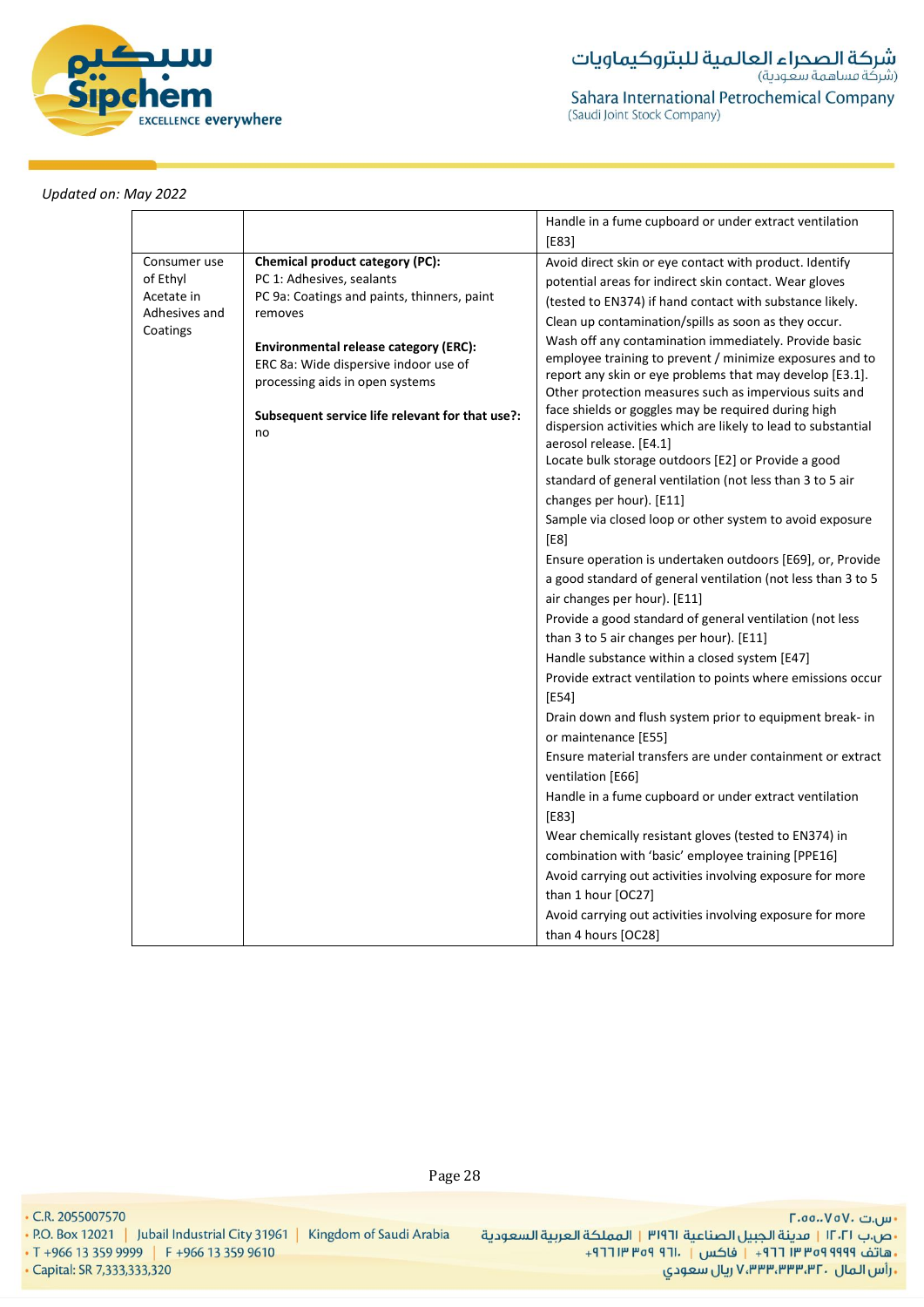*Updated on: May 2022*

| | | |
|---|---|---|
| | | Handle in a fume cupboard or under extract ventilation [E83] |
| Consumer use of Ethyl Acetate in Adhesives and Coatings | **Chemical product category (PC):**<br>PC 1: Adhesives, sealants<br>PC 9a: Coatings and paints, thinners, paint removes<br><br>**Environmental release category (ERC):**<br>ERC 8a: Wide dispersive indoor use of processing aids in open systems<br><br>**Subsequent service life relevant for that use?:** no | Avoid direct skin or eye contact with product. Identify potential areas for indirect skin contact. Wear gloves (tested to EN374) if hand contact with substance likely. Clean up contamination/spills as soon as they occur. Wash off any contamination immediately. Provide basic employee training to prevent / minimize exposures and to report any skin or eye problems that may develop [E3.1]. Other protection measures such as impervious suits and face shields or goggles may be required during high dispersion activities which are likely to lead to substantial aerosol release. [E4.1]<br>Locate bulk storage outdoors [E2] or Provide a good standard of general ventilation (not less than 3 to 5 air changes per hour). [E11]<br>Sample via closed loop or other system to avoid exposure [E8]<br>Ensure operation is undertaken outdoors [E69], or, Provide a good standard of general ventilation (not less than 3 to 5 air changes per hour). [E11]<br>Provide a good standard of general ventilation (not less than 3 to 5 air changes per hour). [E11]<br>Handle substance within a closed system [E47]<br>Provide extract ventilation to points where emissions occur [E54]<br>Drain down and flush system prior to equipment break- in or maintenance [E55]<br>Ensure material transfers are under containment or extract ventilation [E66]<br>Handle in a fume cupboard or under extract ventilation [E83]<br>Wear chemically resistant gloves (tested to EN374) in combination with 'basic' employee training [PPE16]<br>Avoid carrying out activities involving exposure for more than 1 hour [OC27]<br>Avoid carrying out activities involving exposure for more than 4 hours [OC28] |